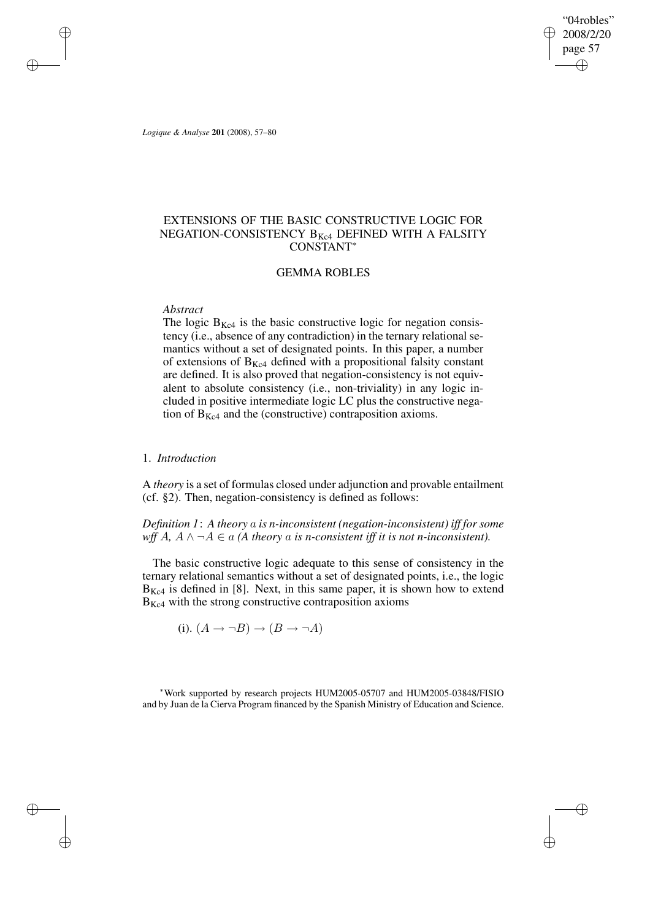# EXTENSIONS OF THE BASIC CONSTRUCTIVE LOGIC FOR NEGATION-CONSISTENCY $B_{Kc4}$ DEFINED WITH A FALSITY CONSTANT*

## GEMMA ROBLES

*Abstract*

The logic $B_{Kc4}$ is the basic constructive logic for negation consistency (i.e., absence of any contradiction) in the ternary relational semantics without a set of designated points. In this paper, a number of extensions of $B_{Kc4}$ defined with a propositional falsity constant are defined. It is also proved that negation-consistency is not equivalent to absolute consistency (i.e., non-triviality) in any logic included in positive intermediate logic LC plus the constructive negation of $B_{Kc4}$ and the (constructive) contraposition axioms.

## 1. *Introduction*

A *theory* is a set of formulas closed under adjunction and provable entailment (cf. §2). Then, negation-consistency is defined as follows:

*Definition 1*: *A theory $a$ is n-inconsistent (negation-inconsistent) iff for some wff $A$, $A \wedge \neg A \in a$ (A theory $a$ is n-consistent iff it is not n-inconsistent).*

The basic constructive logic adequate to this sense of consistency in the ternary relational semantics without a set of designated points, i.e., the logic $B_{Kc4}$ is defined in [8]. Next, in this same paper, it is shown how to extend $B_{Kc4}$ with the strong constructive contraposition axioms

(i). $(A \rightarrow \neg B) \rightarrow (B \rightarrow \neg A)$

*Work supported by research projects HUM2005-05707 and HUM2005-03848/FISIO and by Juan de la Cierva Program financed by the Spanish Ministry of Education and Science.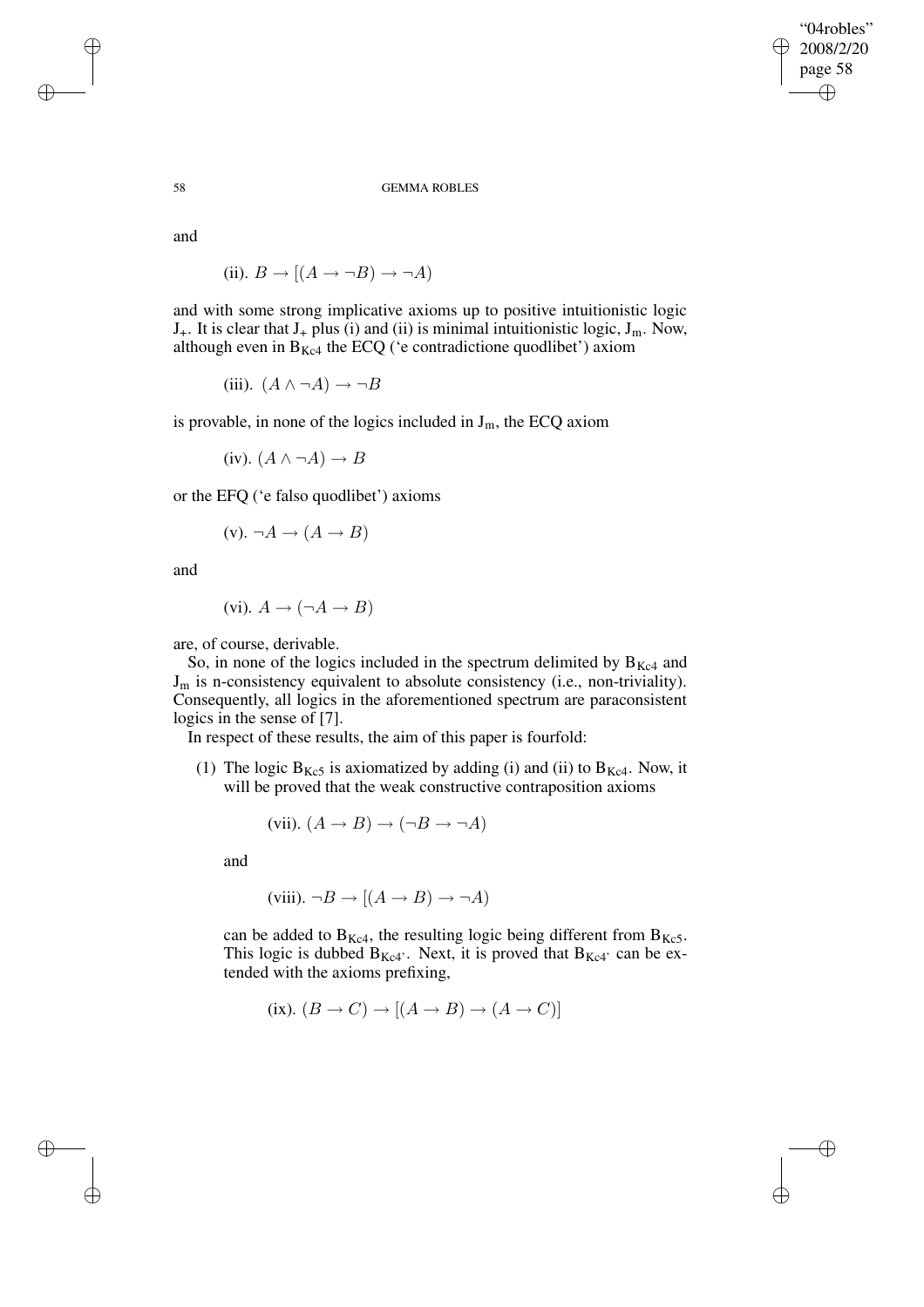and

(ii). $B \to [(A \to \neg B) \to \neg A)$

and with some strong implicative axioms up to positive intuitionistic logic $J_{+}$. It is clear that $J_{+}$ plus (i) and (ii) is minimal intuitionistic logic, $J_{m}$. Now, although even in $B_{Kc4}$ the ECQ ('e contradictione quodlibet') axiom

(iii). $(A \wedge \neg A) \to \neg B$

is provable, in none of the logics included in $J_{m}$, the ECQ axiom

(iv). $(A \wedge \neg A) \to B$

or the EFQ ('e falso quodlibet') axioms

(v). $\neg A \to (A \to B)$

and

(vi). $A \to (\neg A \to B)$

are, of course, derivable.

So, in none of the logics included in the spectrum delimited by $B_{Kc4}$ and $J_{m}$ is n-consistency equivalent to absolute consistency (i.e., non-triviality). Consequently, all logics in the aforementioned spectrum are paraconsistent logics in the sense of [7].

In respect of these results, the aim of this paper is fourfold:

(1) The logic $B_{Kc5}$ is axiomatized by adding (i) and (ii) to $B_{Kc4}$. Now, it will be proved that the weak constructive contraposition axioms

(vii). $(A \to B) \to (\neg B \to \neg A)$

and

(viii). $\neg B \to [(A \to B) \to \neg A)$

can be added to $B_{Kc4}$, the resulting logic being different from $B_{Kc5}$. This logic is dubbed $B_{Kc4'}$. Next, it is proved that $B_{Kc4'}$ can be extended with the axioms prefixing,

(ix). $(B \to C) \to [(A \to B) \to (A \to C)]$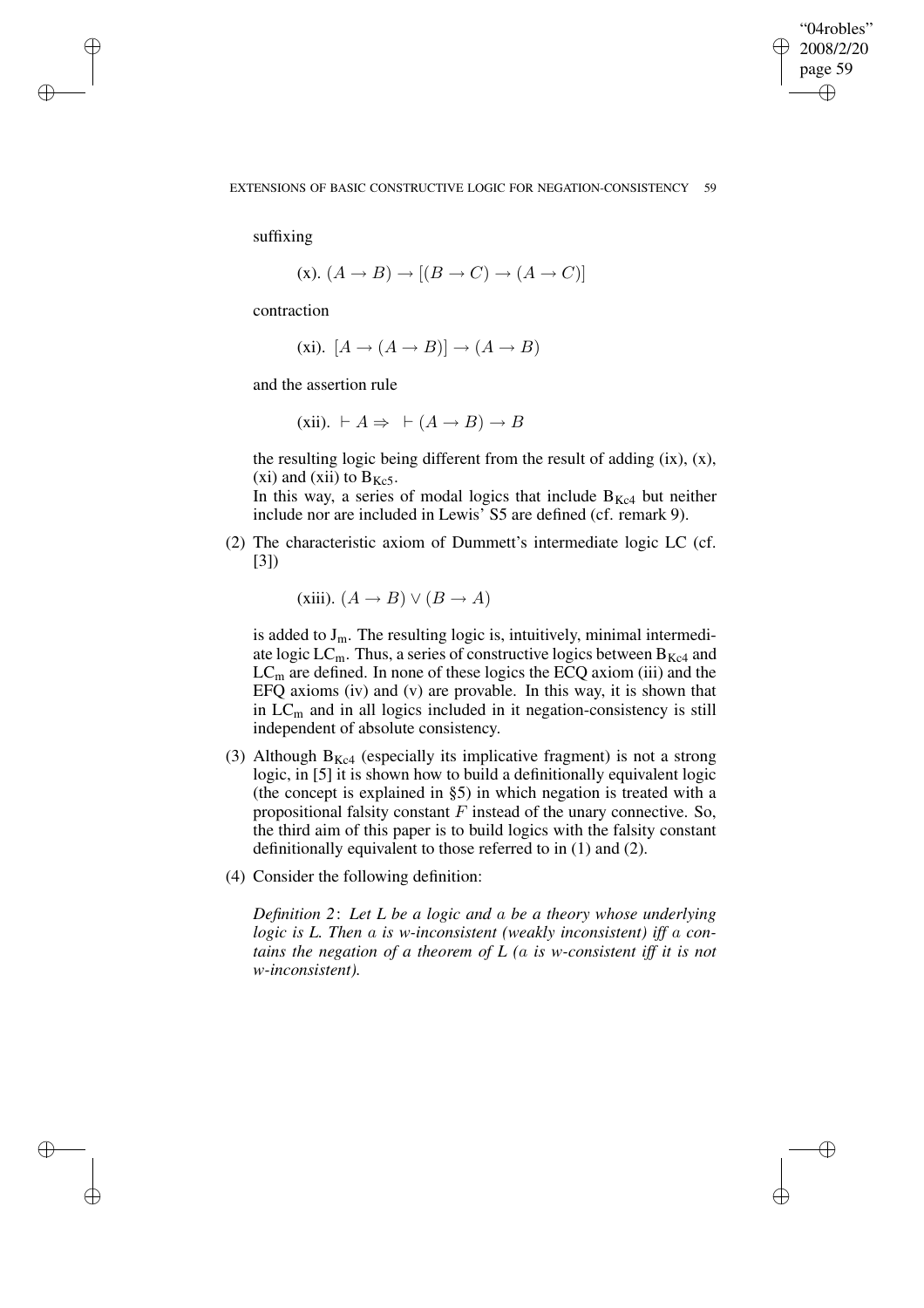suffixing

$$\text{(x). } (A \to B) \to [(B \to C) \to (A \to C)]$$

contraction

$$\text{(xi). } [A \to (A \to B)] \to (A \to B)$$

and the assertion rule

$$\text{(xii). } \vdash A \Rightarrow \ \vdash (A \to B) \to B$$

the resulting logic being different from the result of adding (ix), (x), (xi) and (xii) to $B_{Kc5}$.

In this way, a series of modal logics that include $B_{Kc4}$ but neither include nor are included in Lewis' S5 are defined (cf. remark 9).

(2) The characteristic axiom of Dummett's intermediate logic LC (cf. [3])

$$\text{(xiii). } (A \to B) \vee (B \to A)$$

is added to $J_m$. The resulting logic is, intuitively, minimal intermediate logic $LC_m$. Thus, a series of constructive logics between $B_{Kc4}$ and $LC_m$ are defined. In none of these logics the ECQ axiom (iii) and the EFQ axioms (iv) and (v) are provable. In this way, it is shown that in $LC_m$ and in all logics included in it negation-consistency is still independent of absolute consistency.

(3) Although $B_{Kc4}$ (especially its implicative fragment) is not a strong logic, in [5] it is shown how to build a definitionally equivalent logic (the concept is explained in §5) in which negation is treated with a propositional falsity constant $F$ instead of the unary connective. So, the third aim of this paper is to build logics with the falsity constant definitionally equivalent to those referred to in (1) and (2).

(4) Consider the following definition:

*Definition 2*: *Let L be a logic and a be a theory whose underlying logic is L. Then a is w-inconsistent (weakly inconsistent) iff a contains the negation of a theorem of L (a is w-consistent iff it is not w-inconsistent).*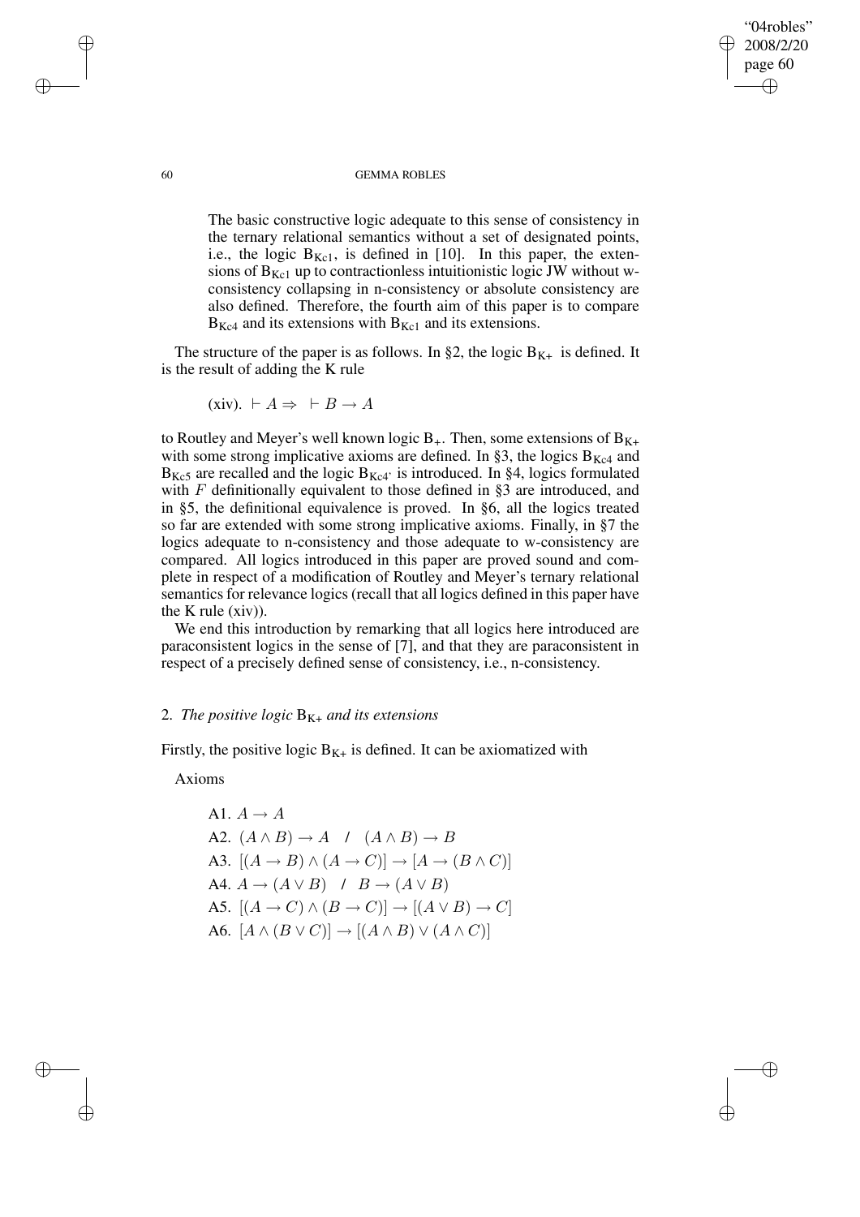The basic constructive logic adequate to this sense of consistency in the ternary relational semantics without a set of designated points, i.e., the logic $B_{Kc1}$, is defined in [10]. In this paper, the extensions of $B_{Kc1}$ up to contractionless intuitionistic logic JW without w-consistency collapsing in n-consistency or absolute consistency are also defined. Therefore, the fourth aim of this paper is to compare $B_{Kc4}$ and its extensions with $B_{Kc1}$ and its extensions.

The structure of the paper is as follows. In §2, the logic $B_{K+}$ is defined. It is the result of adding the K rule

(xiv). $\vdash A \Rightarrow\ \vdash B \rightarrow A$

to Routley and Meyer's well known logic $B_+$. Then, some extensions of $B_{K+}$ with some strong implicative axioms are defined. In §3, the logics $B_{Kc4}$ and $B_{Kc5}$ are recalled and the logic $B_{Kc4'}$ is introduced. In §4, logics formulated with $F$ definitionally equivalent to those defined in §3 are introduced, and in §5, the definitional equivalence is proved. In §6, all the logics treated so far are extended with some strong implicative axioms. Finally, in §7 the logics adequate to n-consistency and those adequate to w-consistency are compared. All logics introduced in this paper are proved sound and complete in respect of a modification of Routley and Meyer's ternary relational semantics for relevance logics (recall that all logics defined in this paper have the K rule (xiv)).

We end this introduction by remarking that all logics here introduced are paraconsistent logics in the sense of [7], and that they are paraconsistent in respect of a precisely defined sense of consistency, i.e., n-consistency.

## 2. *The positive logic* $B_{K+}$ *and its extensions*

Firstly, the positive logic $B_{K+}$ is defined. It can be axiomatized with

Axioms

A1. $A \rightarrow A$

A2. $(A \wedge B) \rightarrow A \quad / \quad (A \wedge B) \rightarrow B$

A3. $[(A \rightarrow B) \wedge (A \rightarrow C)] \rightarrow [A \rightarrow (B \wedge C)]$

A4. $A \rightarrow (A \vee B) \quad / \quad B \rightarrow (A \vee B)$

A5. $[(A \rightarrow C) \wedge (B \rightarrow C)] \rightarrow [(A \vee B) \rightarrow C]$

A6. $[A \wedge (B \vee C)] \rightarrow [(A \wedge B) \vee (A \wedge C)]$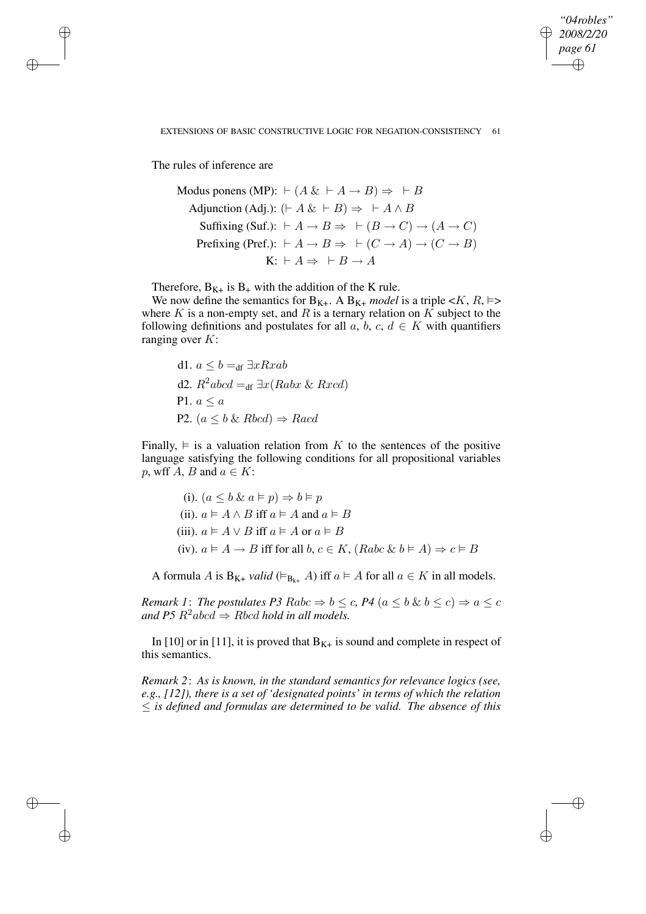The rules of inference are

$$\text{Modus ponens (MP): } \vdash (A \;\&\; \vdash A \to B) \Rightarrow\; \vdash B$$

$$\text{Adjunction (Adj.): } (\vdash A \;\&\; \vdash B) \Rightarrow\; \vdash A \wedge B$$

$$\text{Suffixing (Suf.): } \vdash A \to B \Rightarrow\; \vdash (B \to C) \to (A \to C)$$

$$\text{Prefixing (Pref.): } \vdash A \to B \Rightarrow\; \vdash (C \to A) \to (C \to B)$$

$$\text{K: } \vdash A \Rightarrow\; \vdash B \to A$$

Therefore, $B_{K+}$ is $B_+$ with the addition of the K rule.

We now define the semantics for $B_{K+}$. A $B_{K+}$ *model* is a triple $<K, R, \vDash>$ where $K$ is a non-empty set, and $R$ is a ternary relation on $K$ subject to the following definitions and postulates for all $a$, $b$, $c$, $d \in K$ with quantifiers ranging over $K$:

d1. $a \leq b =_{\text{df}} \exists x Rxab$

d2. $R^2abcd =_{\text{df}} \exists x(Rabx \;\&\; Rxcd)$

P1. $a \leq a$

P2. $(a \leq b \;\&\; Rbcd) \Rightarrow Racd$

Finally, $\vDash$ is a valuation relation from $K$ to the sentences of the positive language satisfying the following conditions for all propositional variables $p$, wff $A$, $B$ and $a \in K$:

(i). $(a \leq b \;\&\; a \vDash p) \Rightarrow b \vDash p$

(ii). $a \vDash A \wedge B$ iff $a \vDash A$ and $a \vDash B$

(iii). $a \vDash A \vee B$ iff $a \vDash A$ or $a \vDash B$

(iv). $a \vDash A \to B$ iff for all $b, c \in K$, $(Rabc \;\&\; b \vDash A) \Rightarrow c \vDash B$

A formula $A$ is $B_{K+}$ *valid* ($\vDash_{B_{k+}} A$) iff $a \vDash A$ for all $a \in K$ in all models.

*Remark 1*: *The postulates P3* $Rabc \Rightarrow b \leq c$, *P4* $(a \leq b \;\&\; b \leq c) \Rightarrow a \leq c$ *and P5* $R^2abcd \Rightarrow Rbcd$ *hold in all models.*

In [10] or in [11], it is proved that $B_{K+}$ is sound and complete in respect of this semantics.

*Remark 2*: *As is known, in the standard semantics for relevance logics (see, e.g., [12]), there is a set of 'designated points' in terms of which the relation* $\leq$ *is defined and formulas are determined to be valid. The absence of this*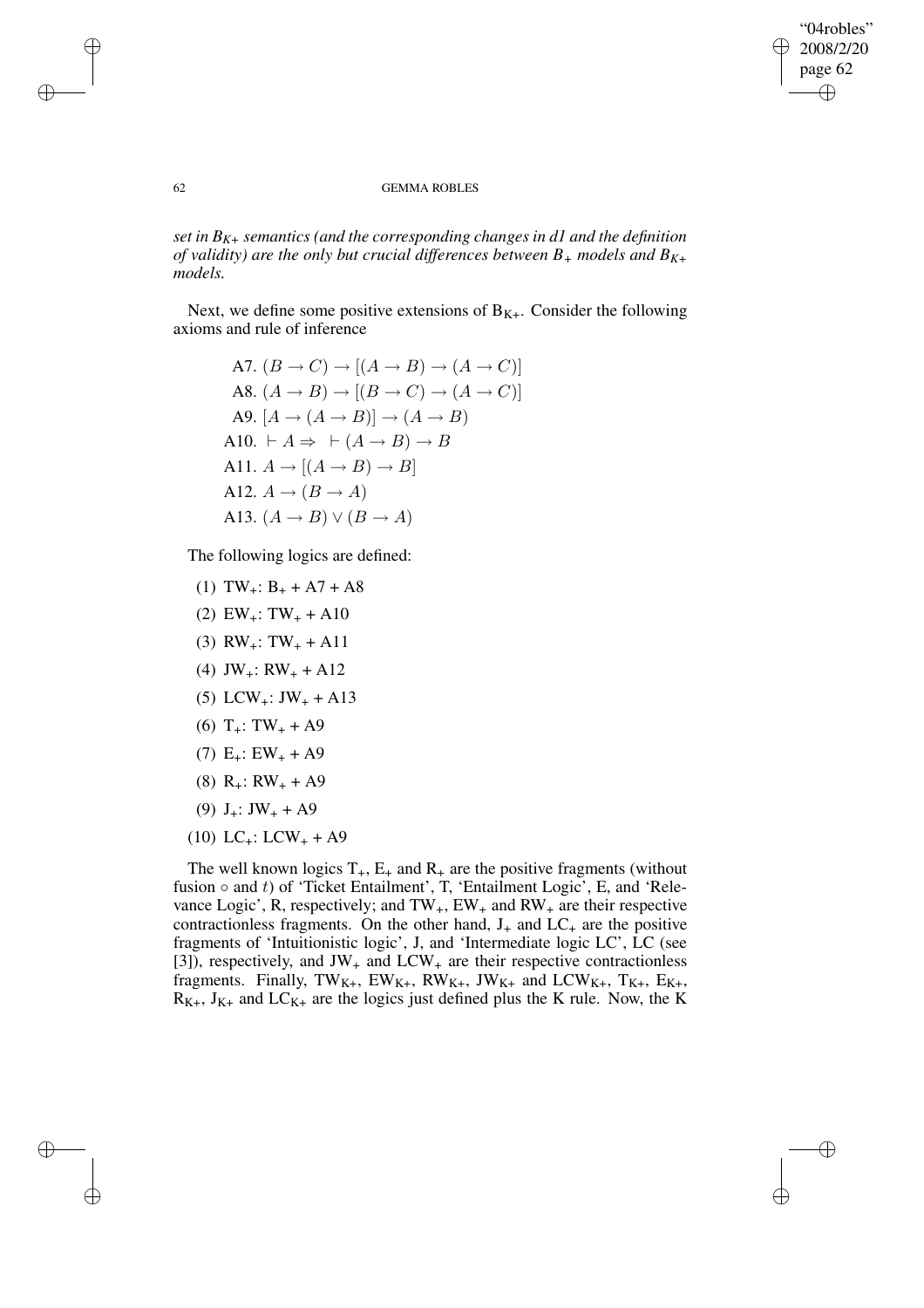*set in $B_{K+}$ semantics (and the corresponding changes in d1 and the definition of validity) are the only but crucial differences between $B_+$ models and $B_{K+}$ models.*

Next, we define some positive extensions of $B_{K+}$. Consider the following axioms and rule of inference

A7. $(B \to C) \to [(A \to B) \to (A \to C)]$

A8. $(A \to B) \to [(B \to C) \to (A \to C)]$

A9. $[A \to (A \to B)] \to (A \to B)$

A10. $\vdash A \Rightarrow \ \vdash (A \to B) \to B$

A11. $A \to [(A \to B) \to B]$

A12. $A \to (B \to A)$

A13. $(A \to B) \vee (B \to A)$

The following logics are defined:

(1) $TW_+$: $B_+$ + A7 + A8

(2) $EW_+$: $TW_+$ + A10

(3) $RW_+$: $TW_+$ + A11

(4) $JW_+$: $RW_+$ + A12

(5) $LCW_+$: $JW_+$ + A13

(6) $T_+$: $TW_+$ + A9

(7) $E_+$: $EW_+$ + A9

(8) $R_+$: $RW_+$ + A9

(9) $J_+$: $JW_+$ + A9

(10) $LC_+$: $LCW_+$ + A9

The well known logics $T_+$, $E_+$ and $R_+$ are the positive fragments (without fusion $\circ$ and $t$) of 'Ticket Entailment', T, 'Entailment Logic', E, and 'Relevance Logic', R, respectively; and $TW_+$, $EW_+$ and $RW_+$ are their respective contractionless fragments. On the other hand, $J_+$ and $LC_+$ are the positive fragments of 'Intuitionistic logic', J, and 'Intermediate logic LC', LC (see [3]), respectively, and $JW_+$ and $LCW_+$ are their respective contractionless fragments. Finally, $TW_{K+}$, $EW_{K+}$, $RW_{K+}$, $JW_{K+}$ and $LCW_{K+}$, $T_{K+}$, $E_{K+}$, $R_{K+}$, $J_{K+}$ and $LC_{K+}$ are the logics just defined plus the K rule. Now, the K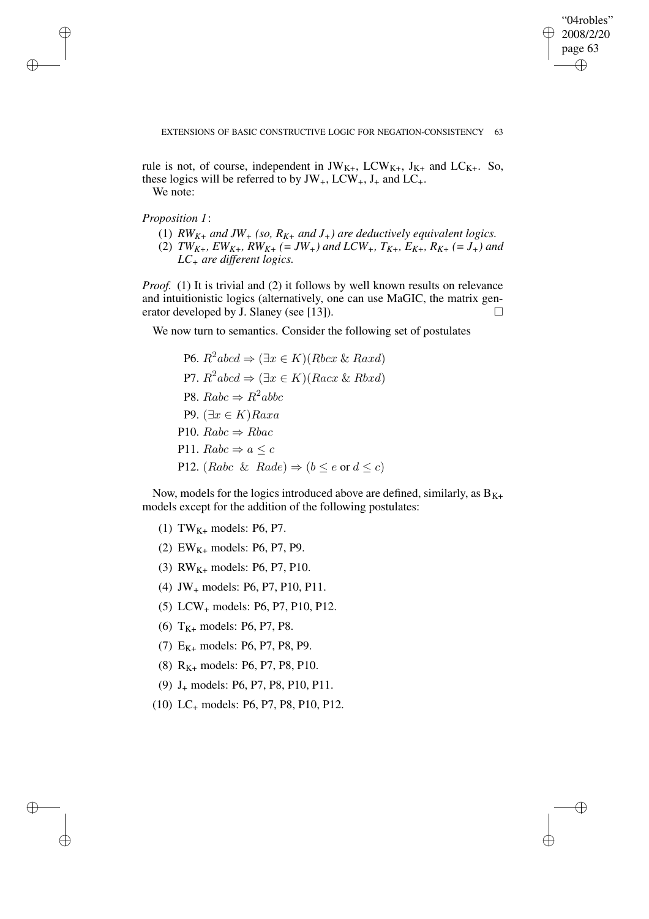rule is not, of course, independent in $JW_{K+}$, $LCW_{K+}$, $J_{K+}$ and $LC_{K+}$. So, these logics will be referred to by $JW_+$, $LCW_+$, $J_+$ and $LC_+$.

We note:

*Proposition 1*:

(1) *$RW_{K+}$ and $JW_+$ (so, $R_{K+}$ and $J_+$) are deductively equivalent logics.*

(2) *$TW_{K+}$, $EW_{K+}$, $RW_{K+}$ (= $JW_+$) and $LCW_+$, $T_{K+}$, $E_{K+}$, $R_{K+}$ (= $J_+$) and $LC_+$ are different logics.*

*Proof.* (1) It is trivial and (2) it follows by well known results on relevance and intuitionistic logics (alternatively, one can use MaGIC, the matrix generator developed by J. Slaney (see [13]). □

We now turn to semantics. Consider the following set of postulates

P6. $R^2abcd \Rightarrow (\exists x \in K)(Rbcx \ \& \ Raxd)$

P7. $R^2abcd \Rightarrow (\exists x \in K)(Racx \ \& \ Rbxd)$

P8. $Rabc \Rightarrow R^2abbc$

P9. $(\exists x \in K)Raxa$

P10. $Rabc \Rightarrow Rbac$

P11. $Rabc \Rightarrow a \leq c$

P12. $(Rabc \ \& \ Rade) \Rightarrow (b \leq e \text{ or } d \leq c)$

Now, models for the logics introduced above are defined, similarly, as $B_{K+}$ models except for the addition of the following postulates:

(1) $TW_{K+}$ models: P6, P7.

(2) $EW_{K+}$ models: P6, P7, P9.

(3) $RW_{K+}$ models: P6, P7, P10.

(4) $JW_+$ models: P6, P7, P10, P11.

(5) $LCW_+$ models: P6, P7, P10, P12.

(6) $T_{K+}$ models: P6, P7, P8.

(7) $E_{K+}$ models: P6, P7, P8, P9.

(8) $R_{K+}$ models: P6, P7, P8, P10.

(9) $J_+$ models: P6, P7, P8, P10, P11.

(10) $LC_+$ models: P6, P7, P8, P10, P12.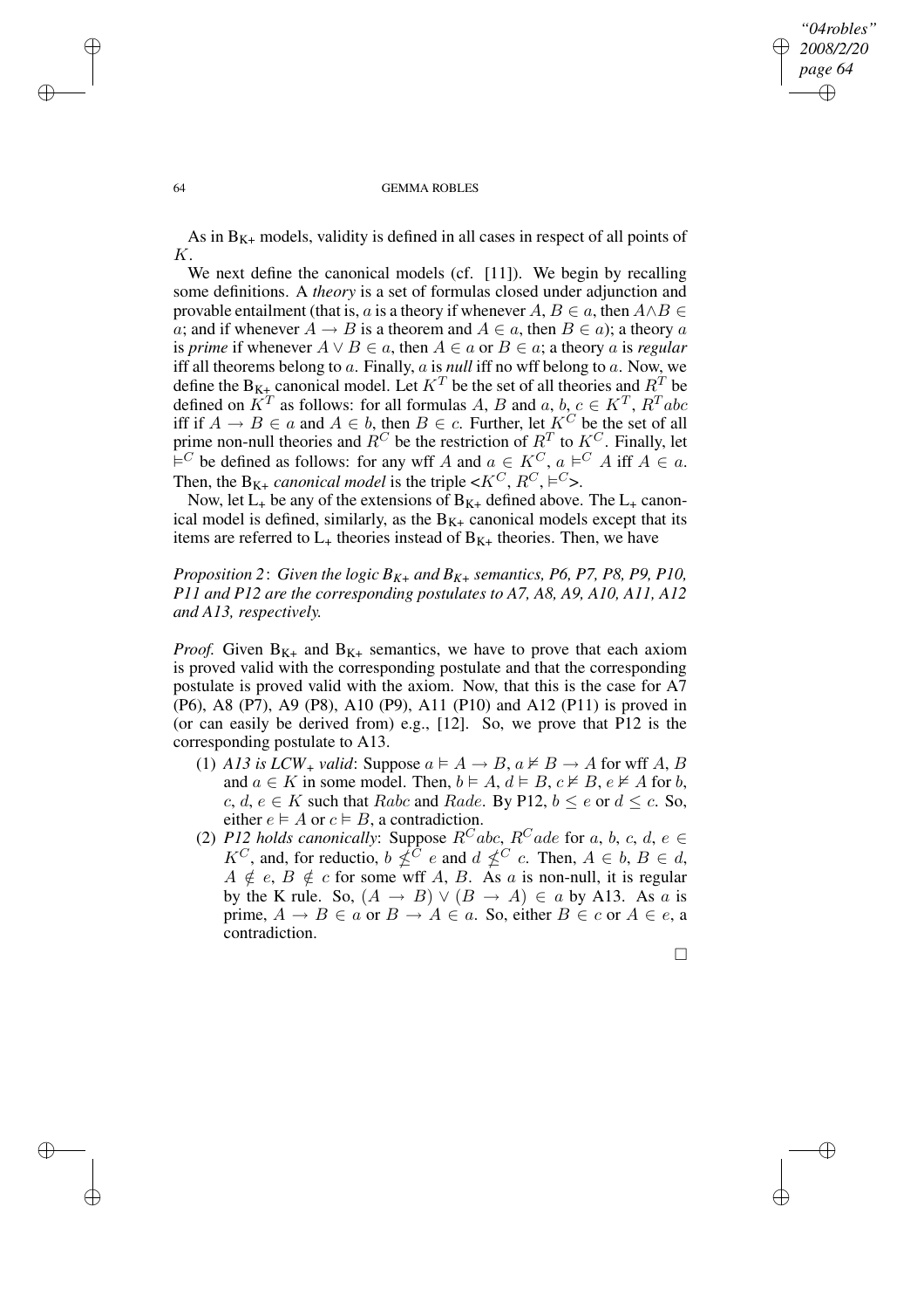As in $B_{K+}$ models, validity is defined in all cases in respect of all points of $K$.

We next define the canonical models (cf. [11]). We begin by recalling some definitions. A *theory* is a set of formulas closed under adjunction and provable entailment (that is, $a$ is a theory if whenever $A, B \in a$, then $A \wedge B \in a$; and if whenever $A \rightarrow B$ is a theorem and $A \in a$, then $B \in a$); a theory $a$ is *prime* if whenever $A \vee B \in a$, then $A \in a$ or $B \in a$; a theory $a$ is *regular* iff all theorems belong to $a$. Finally, $a$ is *null* iff no wff belong to $a$. Now, we define the $B_{K+}$ canonical model. Let $K^T$ be the set of all theories and $R^T$ be defined on $K^T$ as follows: for all formulas $A$, $B$ and $a, b, c \in K^T$, $R^T abc$ iff if $A \rightarrow B \in a$ and $A \in b$, then $B \in c$. Further, let $K^C$ be the set of all prime non-null theories and $R^C$ be the restriction of $R^T$ to $K^C$. Finally, let $\vDash^C$ be defined as follows: for any wff $A$ and $a \in K^C$, $a \vDash^C A$ iff $A \in a$. Then, the $B_{K+}$ *canonical model* is the triple $<K^C, R^C, \vDash^C>$.

Now, let $L_+$ be any of the extensions of $B_{K+}$ defined above. The $L_+$ canonical model is defined, similarly, as the $B_{K+}$ canonical models except that its items are referred to $L_+$ theories instead of $B_{K+}$ theories. Then, we have

*Proposition 2*: *Given the logic $B_{K+}$ and $B_{K+}$ semantics, P6, P7, P8, P9, P10, P11 and P12 are the corresponding postulates to A7, A8, A9, A10, A11, A12 and A13, respectively.*

*Proof.* Given $B_{K+}$ and $B_{K+}$ semantics, we have to prove that each axiom is proved valid with the corresponding postulate and that the corresponding postulate is proved valid with the axiom. Now, that this is the case for A7 (P6), A8 (P7), A9 (P8), A10 (P9), A11 (P10) and A12 (P11) is proved in (or can easily be derived from) e.g., [12]. So, we prove that P12 is the corresponding postulate to A13.

(1) *A13 is $LCW_+$ valid*: Suppose $a \vDash A \rightarrow B$, $a \nvDash B \rightarrow A$ for wff $A$, $B$ and $a \in K$ in some model. Then, $b \vDash A$, $d \vDash B$, $c \nvDash B$, $e \nvDash A$ for $b$, $c$, $d$, $e \in K$ such that $Rabc$ and $Rade$. By P12, $b \leq e$ or $d \leq c$. So, either $e \vDash A$ or $c \vDash B$, a contradiction.

(2) *P12 holds canonically*: Suppose $R^C abc$, $R^C ade$ for $a$, $b$, $c$, $d$, $e \in K^C$, and, for reductio, $b \nleq^C e$ and $d \nleq^C c$. Then, $A \in b$, $B \in d$, $A \notin e$, $B \notin c$ for some wff $A$, $B$. As $a$ is non-null, it is regular by the K rule. So, $(A \rightarrow B) \vee (B \rightarrow A) \in a$ by A13. As $a$ is prime, $A \rightarrow B \in a$ or $B \rightarrow A \in a$. So, either $B \in c$ or $A \in e$, a contradiction.

□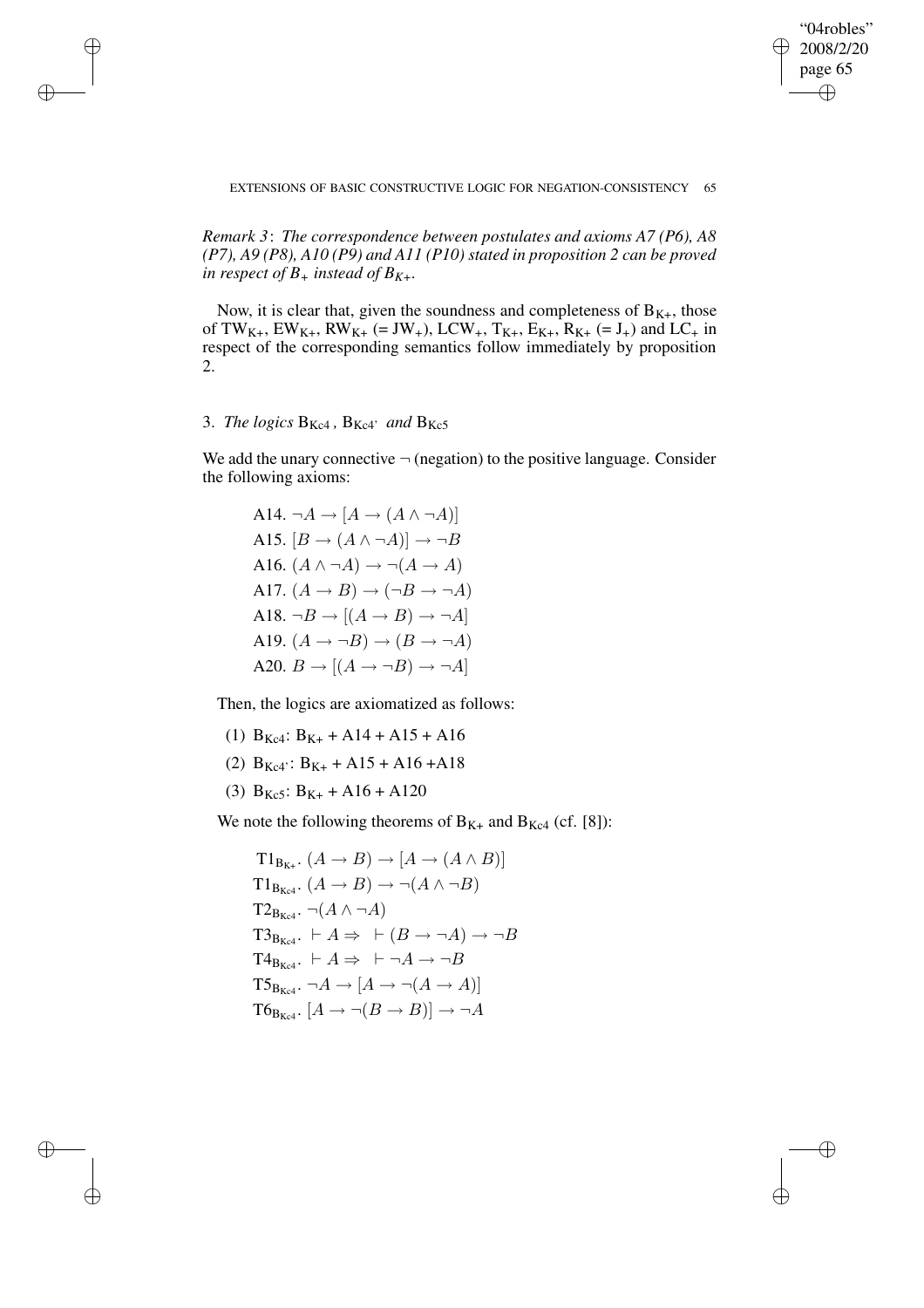*Remark 3*: *The correspondence between postulates and axioms A7 (P6), A8 (P7), A9 (P8), A10 (P9) and A11 (P10) stated in proposition 2 can be proved in respect of $B_+$ instead of $B_{K+}$.*

Now, it is clear that, given the soundness and completeness of $B_{K+}$, those of $TW_{K+}$, $EW_{K+}$, $RW_{K+}$ (= $JW_+$), $LCW_+$, $T_{K+}$, $E_{K+}$, $R_{K+}$ (= $J_+$) and $LC_+$ in respect of the corresponding semantics follow immediately by proposition 2.

## 3. *The logics* $B_{Kc4}$, $B_{Kc4'}$ *and* $B_{Kc5}$

We add the unary connective $\neg$ (negation) to the positive language. Consider the following axioms:

A14. $\neg A \to [A \to (A \wedge \neg A)]$

A15. $[B \to (A \wedge \neg A)] \to \neg B$

A16. $(A \wedge \neg A) \to \neg(A \to A)$

A17. $(A \to B) \to (\neg B \to \neg A)$

A18. $\neg B \to [(A \to B) \to \neg A]$

A19. $(A \to \neg B) \to (B \to \neg A)$

A20. $B \to [(A \to \neg B) \to \neg A]$

Then, the logics are axiomatized as follows:

(1) $B_{Kc4}$: $B_{K+}$ + A14 + A15 + A16

(2) $B_{Kc4'}$: $B_{K+}$ + A15 + A16 +A18

(3) $B_{Kc5}$: $B_{K+}$ + A16 + A120

We note the following theorems of $B_{K+}$ and $B_{Kc4}$ (cf. [8]):

$T1_{B_{K+}}$. $(A \to B) \to [A \to (A \wedge B)]$

$T1_{B_{Kc4}}$. $(A \to B) \to \neg(A \wedge \neg B)$

$T2_{B_{Kc4}}$. $\neg(A \wedge \neg A)$

$T3_{B_{Kc4}}$. $\vdash A \Rightarrow \ \vdash (B \to \neg A) \to \neg B$

$T4_{B_{Kc4}}$. $\vdash A \Rightarrow \ \vdash \neg A \to \neg B$

$T5_{B_{Kc4}}$. $\neg A \to [A \to \neg(A \to A)]$

$T6_{B_{Kc4}}$. $[A \to \neg(B \to B)] \to \neg A$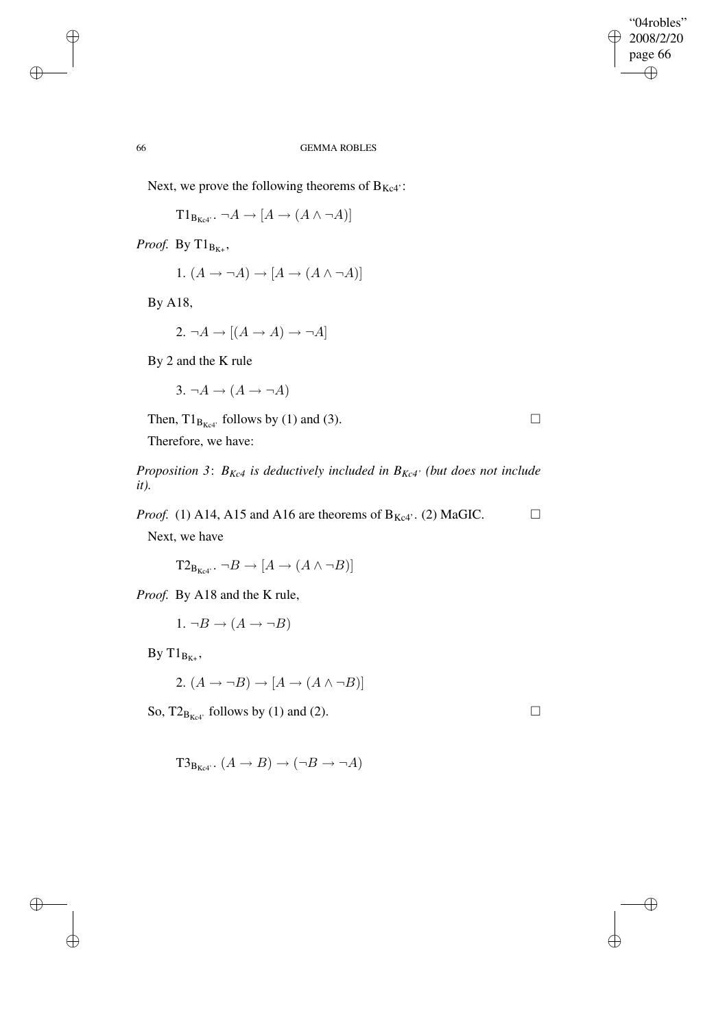Next, we prove the following theorems of $B_{Kc4'}$:

$T1_{B_{Kc4'}}$. $\neg A \rightarrow [A \rightarrow (A \wedge \neg A)]$

*Proof.* By $T1_{B_{K+}}$,

1. $(A \rightarrow \neg A) \rightarrow [A \rightarrow (A \wedge \neg A)]$

By A18,

2. $\neg A \rightarrow [(A \rightarrow A) \rightarrow \neg A]$

By 2 and the K rule

3. $\neg A \rightarrow (A \rightarrow \neg A)$

Then, $T1_{B_{Kc4'}}$ follows by (1) and (3). □

Therefore, we have:

*Proposition 3*: *$B_{Kc4}$ is deductively included in $B_{Kc4'}$ (but does not include it).*

*Proof.* (1) A14, A15 and A16 are theorems of $B_{Kc4'}$. (2) MaGIC. □

Next, we have

$T2_{B_{Kc4'}}$. $\neg B \rightarrow [A \rightarrow (A \wedge \neg B)]$

*Proof.* By A18 and the K rule,

1. $\neg B \rightarrow (A \rightarrow \neg B)$

By $T1_{B_{K+}}$,

2. $(A \rightarrow \neg B) \rightarrow [A \rightarrow (A \wedge \neg B)]$

So, $T2_{B_{Kc4'}}$ follows by (1) and (2). □

$T3_{B_{Kc4'}}$. $(A \rightarrow B) \rightarrow (\neg B \rightarrow \neg A)$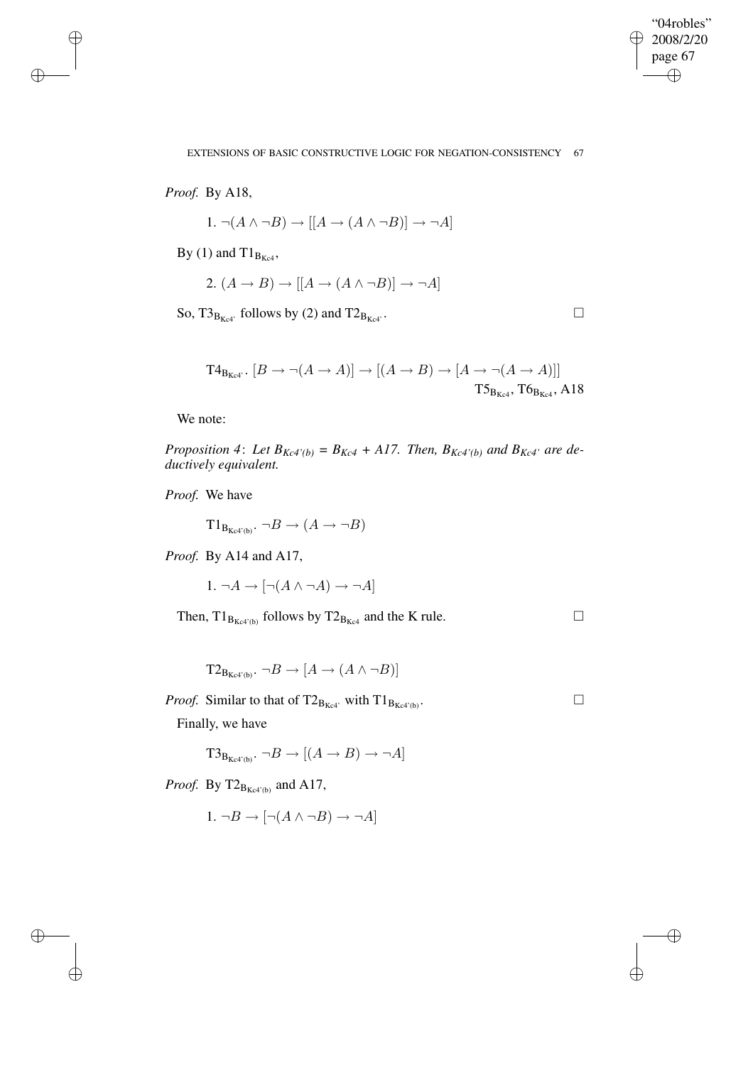*Proof.* By A18,

$$1.\ \neg(A \wedge \neg B) \rightarrow [[A \rightarrow (A \wedge \neg B)] \rightarrow \neg A]$$

By (1) and $\mathrm{T1}_{\mathrm{B_{Kc4}}}$,

$$2.\ (A \rightarrow B) \rightarrow [[A \rightarrow (A \wedge \neg B)] \rightarrow \neg A]$$

So, $\mathrm{T3}_{\mathrm{B_{Kc4'}}}$ follows by (2) and $\mathrm{T2}_{\mathrm{B_{Kc4'}}}$. □

$$\mathrm{T4}_{\mathrm{B_{Kc4'}}}.\ [B \rightarrow \neg(A \rightarrow A)] \rightarrow [(A \rightarrow B) \rightarrow [A \rightarrow \neg(A \rightarrow A)]]$$

$\mathrm{T5}_{\mathrm{B_{Kc4}}}$, $\mathrm{T6}_{\mathrm{B_{Kc4}}}$, A18

We note:

*Proposition 4*: *Let $B_{Kc4'(b)} = B_{Kc4} + A17$. Then, $B_{Kc4'(b)}$ and $B_{Kc4'}$ are deductively equivalent.*

*Proof.* We have

$$\mathrm{T1}_{\mathrm{B_{Kc4'(b)}}}.\ \neg B \rightarrow (A \rightarrow \neg B)$$

*Proof.* By A14 and A17,

$$1.\ \neg A \rightarrow [\neg(A \wedge \neg A) \rightarrow \neg A]$$

Then, $\mathrm{T1}_{\mathrm{B_{Kc4'(b)}}}$ follows by $\mathrm{T2}_{\mathrm{B_{Kc4}}}$ and the K rule. □

$$\mathrm{T2}_{\mathrm{B_{Kc4'(b)}}}.\ \neg B \rightarrow [A \rightarrow (A \wedge \neg B)]$$

*Proof.* Similar to that of $\mathrm{T2}_{\mathrm{B_{Kc4'}}}$ with $\mathrm{T1}_{\mathrm{B_{Kc4'(b)}}}$. □

Finally, we have

$$\mathrm{T3}_{\mathrm{B_{Kc4'(b)}}}.\ \neg B \rightarrow [(A \rightarrow B) \rightarrow \neg A]$$

*Proof.* By $\mathrm{T2}_{\mathrm{B_{Kc4'(b)}}}$ and A17,

$$1.\ \neg B \rightarrow [\neg(A \wedge \neg B) \rightarrow \neg A]$$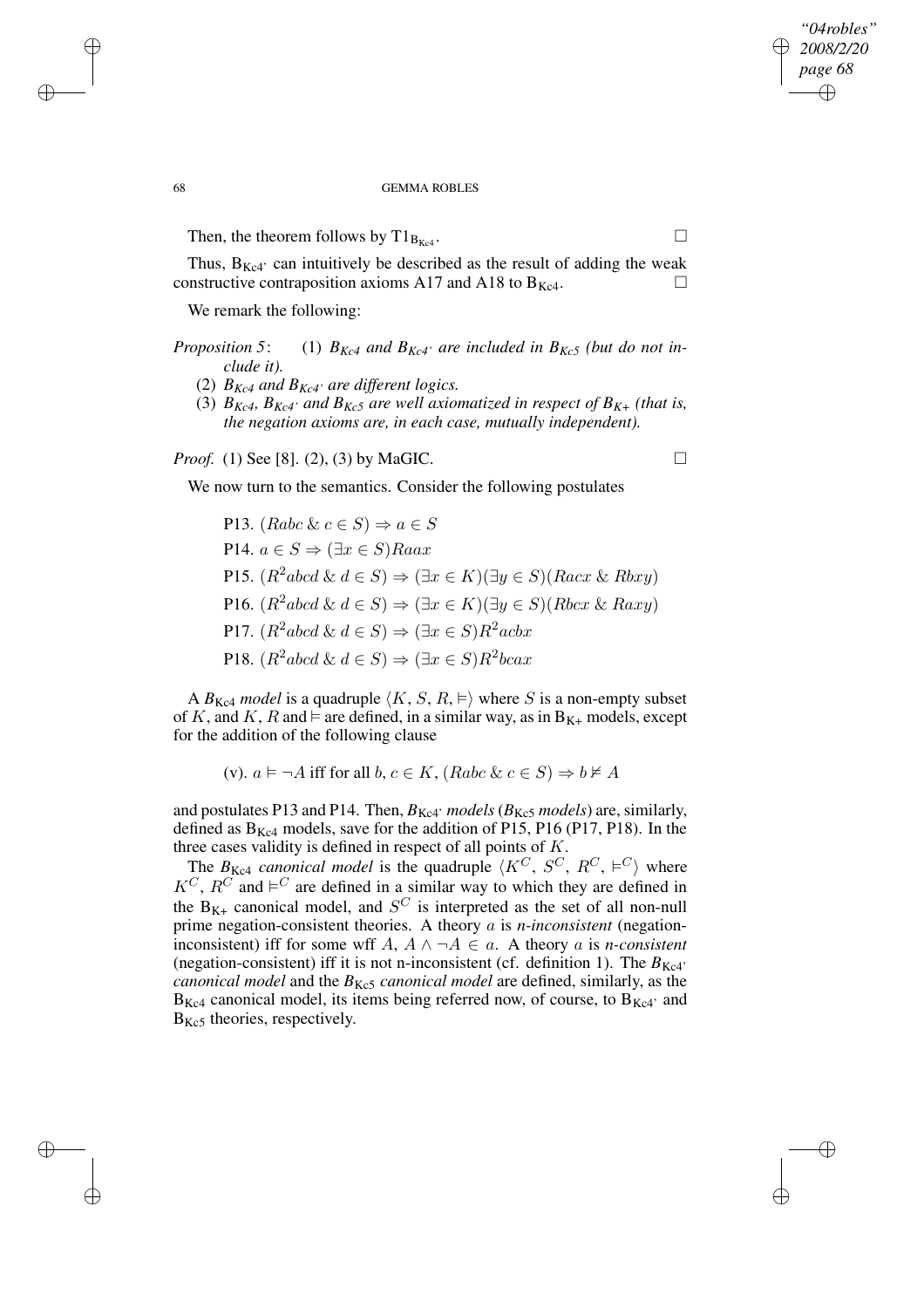Then, the theorem follows by $T1_{B_{Kc4}}$. □

Thus, $B_{Kc4'}$ can intuitively be described as the result of adding the weak constructive contraposition axioms A17 and A18 to $B_{Kc4}$. □

We remark the following:

*Proposition 5*: (1) *$B_{Kc4}$ and $B_{Kc4'}$ are included in $B_{Kc5}$ (but do not include it).*

(2) *$B_{Kc4}$ and $B_{Kc4'}$ are different logics.*

(3) *$B_{Kc4}$, $B_{Kc4'}$ and $B_{Kc5}$ are well axiomatized in respect of $B_{K+}$ (that is, the negation axioms are, in each case, mutually independent).*

*Proof.* (1) See [8]. (2), (3) by MaGIC. □

We now turn to the semantics. Consider the following postulates

P13. $(Rabc\ \&\ c \in S) \Rightarrow a \in S$

P14. $a \in S \Rightarrow (\exists x \in S)Raax$

P15. $(R^2abcd\ \&\ d \in S) \Rightarrow (\exists x \in K)(\exists y \in S)(Racx\ \&\ Rbxy)$

P16. $(R^2abcd\ \&\ d \in S) \Rightarrow (\exists x \in K)(\exists y \in S)(Rbcx\ \&\ Raxy)$

P17. $(R^2abcd\ \&\ d \in S) \Rightarrow (\exists x \in S)R^2acbx$

P18. $(R^2abcd\ \&\ d \in S) \Rightarrow (\exists x \in S)R^2bcax$

A *$B_{Kc4}$ model* is a quadruple $\langle K, S, R, \vDash\rangle$ where $S$ is a non-empty subset of $K$, and $K$, $R$ and $\vDash$ are defined, in a similar way, as in $B_{K+}$ models, except for the addition of the following clause

(v). $a \vDash \neg A$ iff for all $b, c \in K$, $(Rabc\ \&\ c \in S) \Rightarrow b \nvDash A$

and postulates P13 and P14. Then, *$B_{Kc4'}$ models* (*$B_{Kc5}$ models*) are, similarly, defined as $B_{Kc4}$ models, save for the addition of P15, P16 (P17, P18). In the three cases validity is defined in respect of all points of $K$.

The *$B_{Kc4}$ canonical model* is the quadruple $\langle K^C, S^C, R^C, \vDash^C\rangle$ where $K^C$, $R^C$ and $\vDash^C$ are defined in a similar way to which they are defined in the $B_{K+}$ canonical model, and $S^C$ is interpreted as the set of all non-null prime negation-consistent theories. A theory $a$ is *n-inconsistent* (negation-inconsistent) iff for some wff $A$, $A \wedge \neg A \in a$. A theory $a$ is *n-consistent* (negation-consistent) iff it is not n-inconsistent (cf. definition 1). The *$B_{Kc4'}$ canonical model* and the *$B_{Kc5}$ canonical model* are defined, similarly, as the $B_{Kc4}$ canonical model, its items being referred now, of course, to $B_{Kc4'}$ and $B_{Kc5}$ theories, respectively.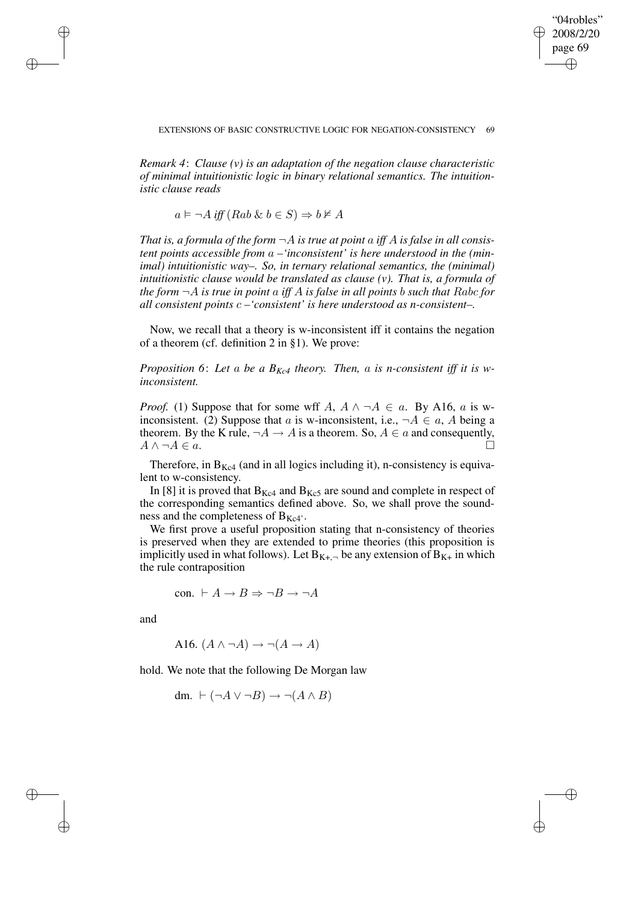*Remark 4*: *Clause (v) is an adaptation of the negation clause characteristic of minimal intuitionistic logic in binary relational semantics. The intuitionistic clause reads*

$$a \vDash \neg A \textit{ iff } (Rab \,\&\, b \in S) \Rightarrow b \nvDash A$$

*That is, a formula of the form $\neg A$ is true at point $a$ iff $A$ is false in all consistent points accessible from $a$ –'inconsistent' is here understood in the (minimal) intuitionistic way–. So, in ternary relational semantics, the (minimal) intuitionistic clause would be translated as clause (v). That is, a formula of the form $\neg A$ is true in point $a$ iff $A$ is false in all points $b$ such that $Rabc$ for all consistent points $c$ –'consistent' is here understood as n-consistent–.*

Now, we recall that a theory is w-inconsistent iff it contains the negation of a theorem (cf. definition 2 in §1). We prove:

*Proposition 6*: *Let $a$ be a $B_{Kc4}$ theory. Then, $a$ is n-consistent iff it is w-inconsistent.*

*Proof.* (1) Suppose that for some wff $A$, $A \wedge \neg A \in a$. By A16, $a$ is w-inconsistent. (2) Suppose that $a$ is w-inconsistent, i.e., $\neg A \in a$, $A$ being a theorem. By the K rule, $\neg A \rightarrow A$ is a theorem. So, $A \in a$ and consequently, $A \wedge \neg A \in a$. □

Therefore, in $B_{Kc4}$ (and in all logics including it), n-consistency is equivalent to w-consistency.

In [8] it is proved that $B_{Kc4}$ and $B_{Kc5}$ are sound and complete in respect of the corresponding semantics defined above. So, we shall prove the soundness and the completeness of $B_{Kc4'}$.

We first prove a useful proposition stating that n-consistency of theories is preserved when they are extended to prime theories (this proposition is implicitly used in what follows). Let $B_{K+,\neg}$ be any extension of $B_{K+}$ in which the rule contraposition

$$\text{con. } \vdash A \rightarrow B \Rightarrow \neg B \rightarrow \neg A$$

and

$$\text{A16. } (A \wedge \neg A) \rightarrow \neg(A \rightarrow A)$$

hold. We note that the following De Morgan law

$$\text{dm. } \vdash (\neg A \vee \neg B) \rightarrow \neg(A \wedge B)$$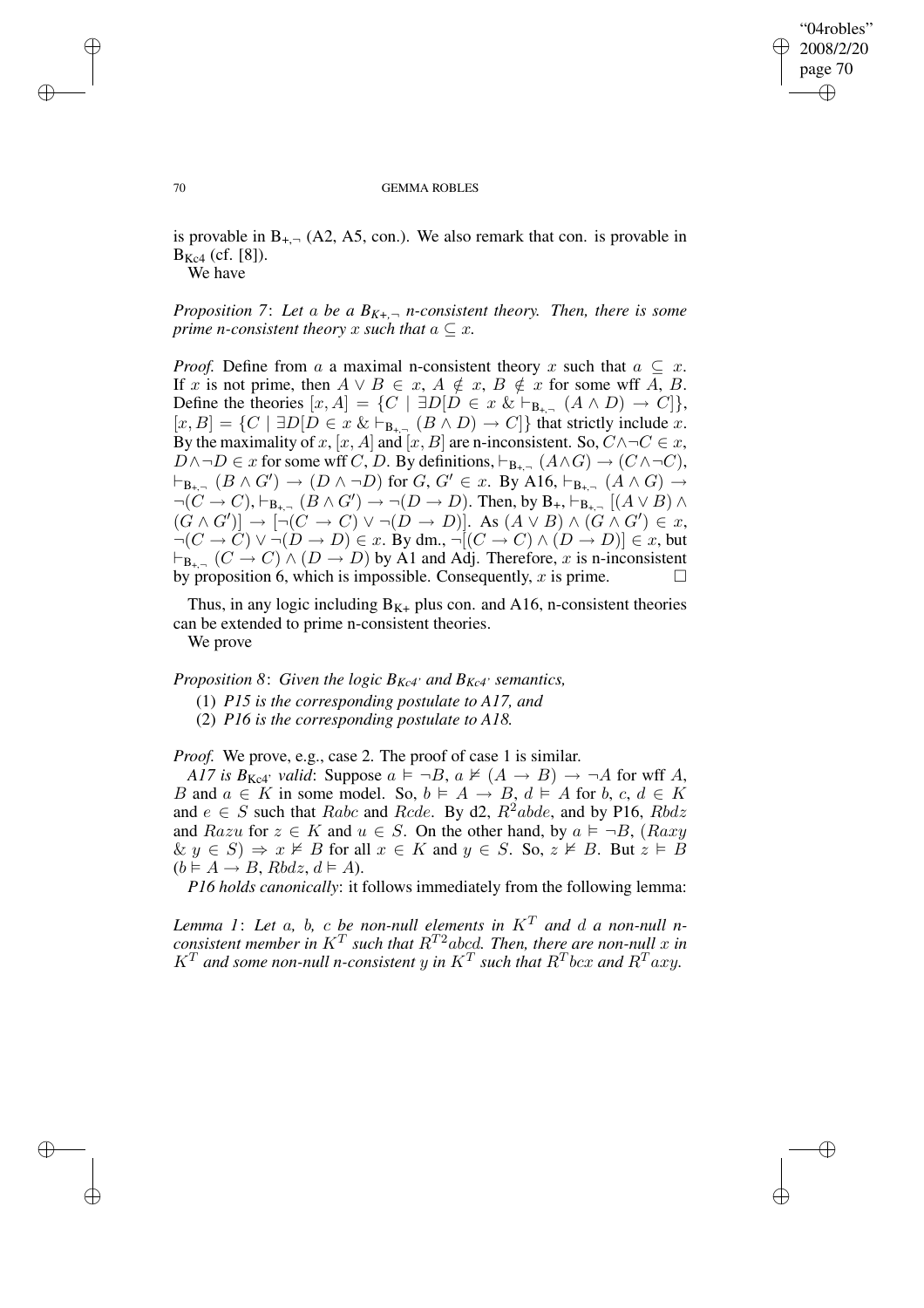is provable in $B_{+,\neg}$ (A2, A5, con.). We also remark that con. is provable in $B_{Kc4}$ (cf. [8]).

We have

*Proposition 7*: *Let $a$ be a $B_{K+,\neg}$ n-consistent theory. Then, there is some prime n-consistent theory $x$ such that $a \subseteq x$.*

*Proof.* Define from $a$ a maximal n-consistent theory $x$ such that $a \subseteq x$. If $x$ is not prime, then $A \vee B \in x$, $A \notin x$, $B \notin x$ for some wff $A$, $B$. Define the theories $[x, A] = \{C \mid \exists D[D \in x \;\&\; \vdash_{B_{+,\neg}} (A \wedge D) \to C]\}$, $[x, B] = \{C \mid \exists D[D \in x \;\&\; \vdash_{B_{+,\neg}} (B \wedge D) \to C]\}$ that strictly include $x$. By the maximality of $x$, $[x, A]$ and $[x, B]$ are n-inconsistent. So, $C \wedge \neg C \in x$, $D \wedge \neg D \in x$ for some wff $C$, $D$. By definitions, $\vdash_{B_{+,\neg}} (A \wedge G) \to (C \wedge \neg C)$, $\vdash_{B_{+,\neg}} (B \wedge G') \to (D \wedge \neg D)$ for $G, G' \in x$. By A16, $\vdash_{B_{+,\neg}} (A \wedge G) \to \neg(C \to C)$, $\vdash_{B_{+,\neg}} (B \wedge G') \to \neg(D \to D)$. Then, by $B_+$, $\vdash_{B_{+,\neg}} [(A \vee B) \wedge (G \wedge G')] \to [\neg(C \to C) \vee \neg(D \to D)]$. As $(A \vee B) \wedge (G \wedge G') \in x$, $\neg(C \to C) \vee \neg(D \to D) \in x$. By dm., $\neg[(C \to C) \wedge (D \to D)] \in x$, but $\vdash_{B_{+,\neg}} (C \to C) \wedge (D \to D)$ by A1 and Adj. Therefore, $x$ is n-inconsistent by proposition 6, which is impossible. Consequently, $x$ is prime. $\square$

Thus, in any logic including $B_{K+}$ plus con. and A16, n-consistent theories can be extended to prime n-consistent theories.

We prove

*Proposition 8*: *Given the logic $B_{Kc4'}$ and $B_{Kc4'}$ semantics,*

(1) *P15 is the corresponding postulate to A17, and*

(2) *P16 is the corresponding postulate to A18.*

*Proof.* We prove, e.g., case 2. The proof of case 1 is similar.

*A17 is $B_{Kc4'}$ valid*: Suppose $a \vDash \neg B$, $a \nvDash (A \to B) \to \neg A$ for wff $A$, $B$ and $a \in K$ in some model. So, $b \vDash A \to B$, $d \vDash A$ for $b, c, d \in K$ and $e \in S$ such that $Rabc$ and $Rcde$. By d2, $R^2abde$, and by P16, $Rbdz$ and $Razu$ for $z \in K$ and $u \in S$. On the other hand, by $a \vDash \neg B$, $(Raxy \;\&\; y \in S) \Rightarrow x \nvDash B$ for all $x \in K$ and $y \in S$. So, $z \nvDash B$. But $z \vDash B$ ($b \vDash A \to B$, $Rbdz$, $d \vDash A$).

*P16 holds canonically*: it follows immediately from the following lemma:

*Lemma 1*: *Let $a$, $b$, $c$ be non-null elements in $K^T$ and $d$ a non-null n-consistent member in $K^T$ such that $R^{T2}abcd$. Then, there are non-null $x$ in $K^T$ and some non-null n-consistent $y$ in $K^T$ such that $R^Tbcx$ and $R^Taxy$.*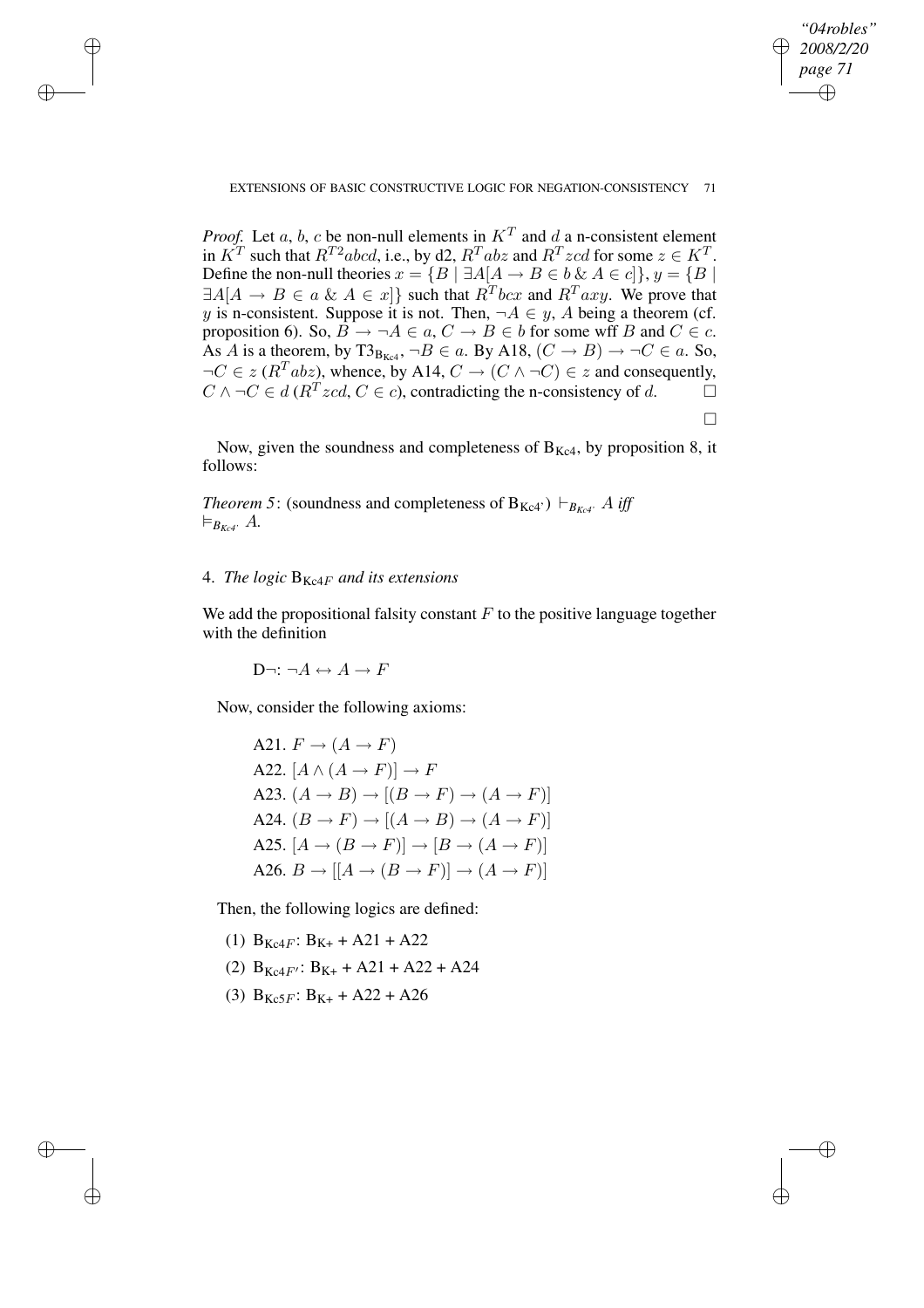*Proof.* Let $a$, $b$, $c$ be non-null elements in $K^T$ and $d$ a n-consistent element in $K^T$ such that $R^{T2}abcd$, i.e., by d2, $R^Tabz$ and $R^Tzcd$ for some $z \in K^T$. Define the non-null theories $x = \{B \mid \exists A[A \to B \in b \;\&\; A \in c]\}$, $y = \{B \mid \exists A[A \to B \in a \;\&\; A \in x]\}$ such that $R^Tbcx$ and $R^Taxy$. We prove that $y$ is n-consistent. Suppose it is not. Then, $\neg A \in y$, $A$ being a theorem (cf. proposition 6). So, $B \to \neg A \in a$, $C \to B \in b$ for some wff $B$ and $C \in c$. As $A$ is a theorem, by $T3_{B_{Kc4}}$, $\neg B \in a$. By A18, $(C \to B) \to \neg C \in a$. So, $\neg C \in z$ ($R^Tabz$), whence, by A14, $C \to (C \wedge \neg C) \in z$ and consequently, $C \wedge \neg C \in d$ ($R^Tzcd$, $C \in c$), contradicting the n-consistency of $d$. □

□

Now, given the soundness and completeness of $B_{Kc4}$, by proposition 8, it follows:

*Theorem 5*: (soundness and completeness of $B_{Kc4'}$) $\vdash_{B_{Kc4'}} A$ *iff* $\vDash_{B_{Kc4'}} A$.

## 4. *The logic* $B_{Kc4F}$ *and its extensions*

We add the propositional falsity constant $F$ to the positive language together with the definition

$$D\neg\text{: } \neg A \leftrightarrow A \to F$$

Now, consider the following axioms:

A21. $F \to (A \to F)$

A22. $[A \wedge (A \to F)] \to F$

A23. $(A \to B) \to [(B \to F) \to (A \to F)]$

A24. $(B \to F) \to [(A \to B) \to (A \to F)]$

A25. $[A \to (B \to F)] \to [B \to (A \to F)]$

A26. $B \to [[A \to (B \to F)] \to (A \to F)]$

Then, the following logics are defined:

(1) $B_{Kc4F}$: $B_{K+}$ + A21 + A22

(2) $B_{Kc4F'}$: $B_{K+}$ + A21 + A22 + A24

(3) $B_{Kc5F}$: $B_{K+}$ + A22 + A26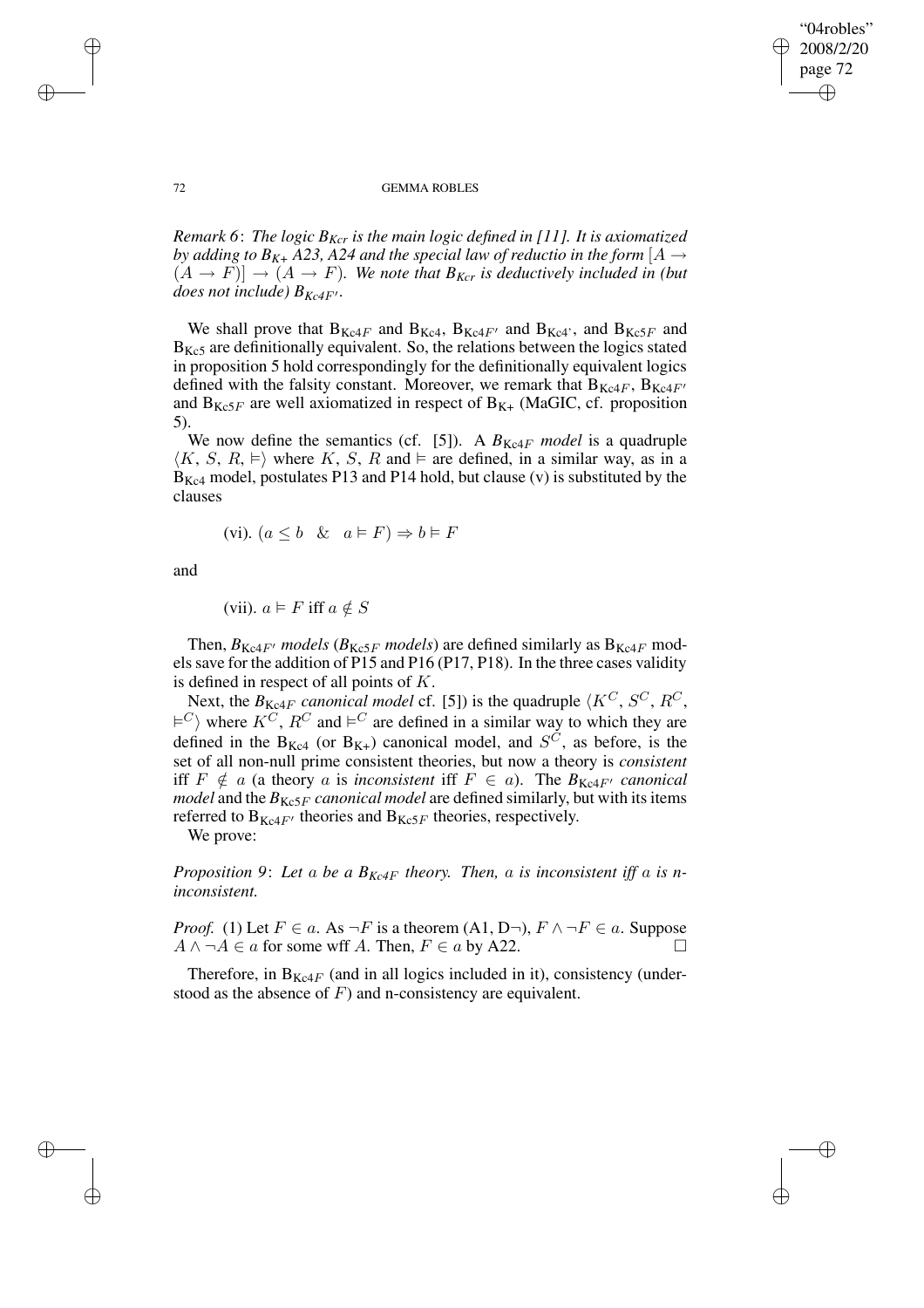*Remark 6*: *The logic $B_{Kcr}$ is the main logic defined in [11]. It is axiomatized by adding to $B_{K+}$ A23, A24 and the special law of reductio in the form $[A \to (A \to F)] \to (A \to F)$. We note that $B_{Kcr}$ is deductively included in (but does not include) $B_{Kc4F'}$.*

We shall prove that $B_{Kc4F}$ and $B_{Kc4}$, $B_{Kc4F'}$ and $B_{Kc4'}$, and $B_{Kc5F}$ and $B_{Kc5}$ are definitionally equivalent. So, the relations between the logics stated in proposition 5 hold correspondingly for the definitionally equivalent logics defined with the falsity constant. Moreover, we remark that $B_{Kc4F}$, $B_{Kc4F'}$ and $B_{Kc5F}$ are well axiomatized in respect of $B_{K+}$ (MaGIC, cf. proposition 5).

We now define the semantics (cf. [5]). A *$B_{Kc4F}$ model* is a quadruple $\langle K, S, R, \vDash \rangle$ where $K$, $S$, $R$ and $\vDash$ are defined, in a similar way, as in a $B_{Kc4}$ model, postulates P13 and P14 hold, but clause (v) is substituted by the clauses

(vi). $(a \leq b \quad \& \quad a \vDash F) \Rightarrow b \vDash F$

and

(vii). $a \vDash F$ iff $a \notin S$

Then, *$B_{Kc4F'}$ models* (*$B_{Kc5F}$ models*) are defined similarly as $B_{Kc4F}$ models save for the addition of P15 and P16 (P17, P18). In the three cases validity is defined in respect of all points of $K$.

Next, the *$B_{Kc4F}$ canonical model* cf. [5]) is the quadruple $\langle K^C, S^C, R^C, \vDash^C \rangle$ where $K^C$, $R^C$ and $\vDash^C$ are defined in a similar way to which they are defined in the $B_{Kc4}$ (or $B_{K+}$) canonical model, and $S^C$, as before, is the set of all non-null prime consistent theories, but now a theory is *consistent* iff $F \notin a$ (a theory $a$ is *inconsistent* iff $F \in a$). The *$B_{Kc4F'}$ canonical model* and the *$B_{Kc5F}$ canonical model* are defined similarly, but with its items referred to $B_{Kc4F'}$ theories and $B_{Kc5F}$ theories, respectively.

We prove:

*Proposition 9*: *Let $a$ be a $B_{Kc4F}$ theory. Then, $a$ is inconsistent iff $a$ is n-inconsistent.*

*Proof.* (1) Let $F \in a$. As $\neg F$ is a theorem (A1, D$\neg$), $F \wedge \neg F \in a$. Suppose $A \wedge \neg A \in a$ for some wff $A$. Then, $F \in a$ by A22. □

Therefore, in $B_{Kc4F}$ (and in all logics included in it), consistency (understood as the absence of $F$) and n-consistency are equivalent.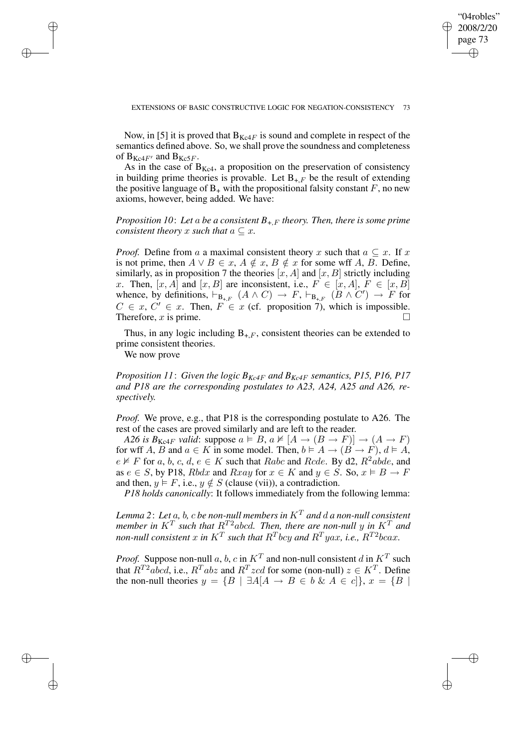Now, in [5] it is proved that $B_{Kc4F}$ is sound and complete in respect of the semantics defined above. So, we shall prove the soundness and completeness of $B_{Kc4F'}$ and $B_{Kc5F}$.

As in the case of $B_{Kc4}$, a proposition on the preservation of consistency in building prime theories is provable. Let $B_{+,F}$ be the result of extending the positive language of $B_+$ with the propositional falsity constant $F$, no new axioms, however, being added. We have:

*Proposition 10*: *Let $a$ be a consistent $B_{+,F}$ theory. Then, there is some prime consistent theory $x$ such that $a \subseteq x$.*

*Proof.* Define from $a$ a maximal consistent theory $x$ such that $a \subseteq x$. If $x$ is not prime, then $A \vee B \in x$, $A \notin x$, $B \notin x$ for some wff $A$, $B$. Define, similarly, as in proposition 7 the theories $[x, A]$ and $[x, B]$ strictly including $x$. Then, $[x, A]$ and $[x, B]$ are inconsistent, i.e., $F \in [x, A]$, $F \in [x, B]$ whence, by definitions, $\vdash_{B_{+,F}} (A \wedge C) \to F$, $\vdash_{B_{+,F}} (B \wedge C') \to F$ for $C \in x$, $C' \in x$. Then, $F \in x$ (cf. proposition 7), which is impossible. Therefore, $x$ is prime. $\square$

Thus, in any logic including $B_{+,F}$, consistent theories can be extended to prime consistent theories.

We now prove

*Proposition 11*: *Given the logic $B_{Kc4F}$ and $B_{Kc4F}$ semantics, P15, P16, P17 and P18 are the corresponding postulates to A23, A24, A25 and A26, respectively.*

*Proof.* We prove, e.g., that P18 is the corresponding postulate to A26. The rest of the cases are proved similarly and are left to the reader.

*A26 is $B_{Kc4F}$ valid*: suppose $a \vDash B$, $a \nvDash [A \to (B \to F)] \to (A \to F)$ for wff $A$, $B$ and $a \in K$ in some model. Then, $b \vDash A \to (B \to F)$, $d \vDash A$, $e \nvDash F$ for $a, b, c, d, e \in K$ such that $Rabc$ and $Rcde$. By d2, $R^2abde$, and as $e \in S$, by P18, $Rbdx$ and $Rxay$ for $x \in K$ and $y \in S$. So, $x \vDash B \to F$ and then, $y \vDash F$, i.e., $y \notin S$ (clause (vii)), a contradiction.

*P18 holds canonically*: It follows immediately from the following lemma:

*Lemma 2*: *Let $a$, $b$, $c$ be non-null members in $K^T$ and $d$ a non-null consistent member in $K^T$ such that $R^{T2}abcd$. Then, there are non-null $y$ in $K^T$ and non-null consistent $x$ in $K^T$ such that $R^T bcy$ and $R^T yax$, i.e., $R^{T2}bcax$.*

*Proof.* Suppose non-null $a$, $b$, $c$ in $K^T$ and non-null consistent $d$ in $K^T$ such that $R^{T2}abcd$, i.e., $R^T abz$ and $R^T zcd$ for some (non-null) $z \in K^T$. Define the non-null theories $y = \{B \mid \exists A[A \to B \in b \;\&\; A \in c]\}$, $x = \{B \mid$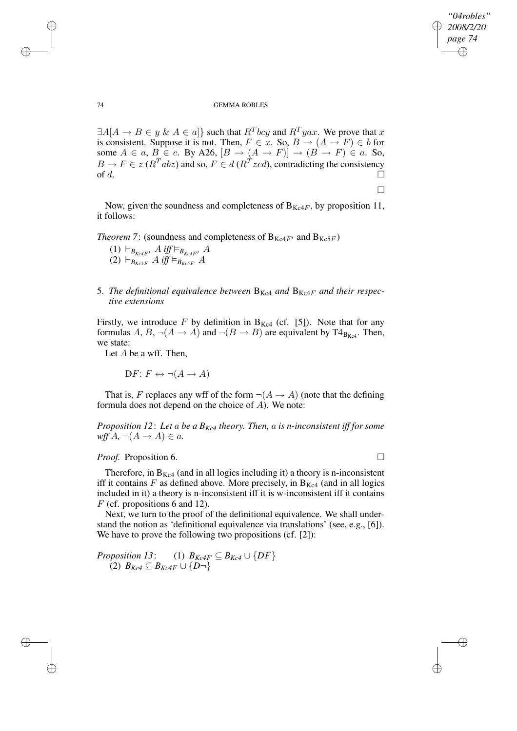$\exists A[A \rightarrow B \in y \;\&\; A \in a]\}$ such that $R^T bcy$ and $R^T yax$. We prove that $x$ is consistent. Suppose it is not. Then, $F \in x$. So, $B \rightarrow (A \rightarrow F) \in b$ for some $A \in a$, $B \in c$. By A26, $[B \rightarrow (A \rightarrow F)] \rightarrow (B \rightarrow F) \in a$. So, $B \rightarrow F \in z$ ($R^T abz$) and so, $F \in d$ ($R^T zcd$), contradicting the consistency of $d$. □

□

Now, given the soundness and completeness of $\mathrm{B}_{\mathrm{Kc}4F}$, by proposition 11, it follows:

*Theorem 7*: (soundness and completeness of $\mathrm{B}_{\mathrm{Kc}4F'}$ and $\mathrm{B}_{\mathrm{Kc}5F}$)

(1) $\vdash_{B_{Kc4F'}} A$ *iff* $\vDash_{B_{Kc4F'}} A$

(2) $\vdash_{B_{Kc5F}} A$ *iff* $\vDash_{B_{Kc5F}} A$

## 5. *The definitional equivalence between* $\mathrm{B}_{\mathrm{Kc}4}$ *and* $\mathrm{B}_{\mathrm{Kc}4F}$ *and their respective extensions*

Firstly, we introduce $F$ by definition in $\mathrm{B}_{\mathrm{Kc}4}$ (cf. [5]). Note that for any formulas $A$, $B$, $\neg(A \rightarrow A)$ and $\neg(B \rightarrow B)$ are equivalent by $\mathrm{T4}_{\mathrm{B}_{\mathrm{Kc}4}}$. Then, we state:

Let $A$ be a wff. Then,

D$F$: $F \leftrightarrow \neg(A \rightarrow A)$

That is, $F$ replaces any wff of the form $\neg(A \rightarrow A)$ (note that the defining formula does not depend on the choice of $A$). We note:

*Proposition 12*: *Let* $a$ *be a* $B_{Kc4}$ *theory. Then,* $a$ *is n-inconsistent iff for some wff* $A$*,* $\neg(A \rightarrow A) \in a$.

*Proof.* Proposition 6. □

Therefore, in $\mathrm{B}_{\mathrm{Kc}4}$ (and in all logics including it) a theory is n-inconsistent iff it contains $F$ as defined above. More precisely, in $\mathrm{B}_{\mathrm{Kc}4}$ (and in all logics included in it) a theory is n-inconsistent iff it is w-inconsistent iff it contains $F$ (cf. propositions 6 and 12).

Next, we turn to the proof of the definitional equivalence. We shall understand the notion as 'definitional equivalence via translations' (see, e.g., [6]). We have to prove the following two propositions (cf. [2]):

*Proposition 13*: (1) $B_{Kc4F} \subseteq B_{Kc4} \cup \{DF\}$

(2) $B_{Kc4} \subseteq B_{Kc4F} \cup \{D\neg\}$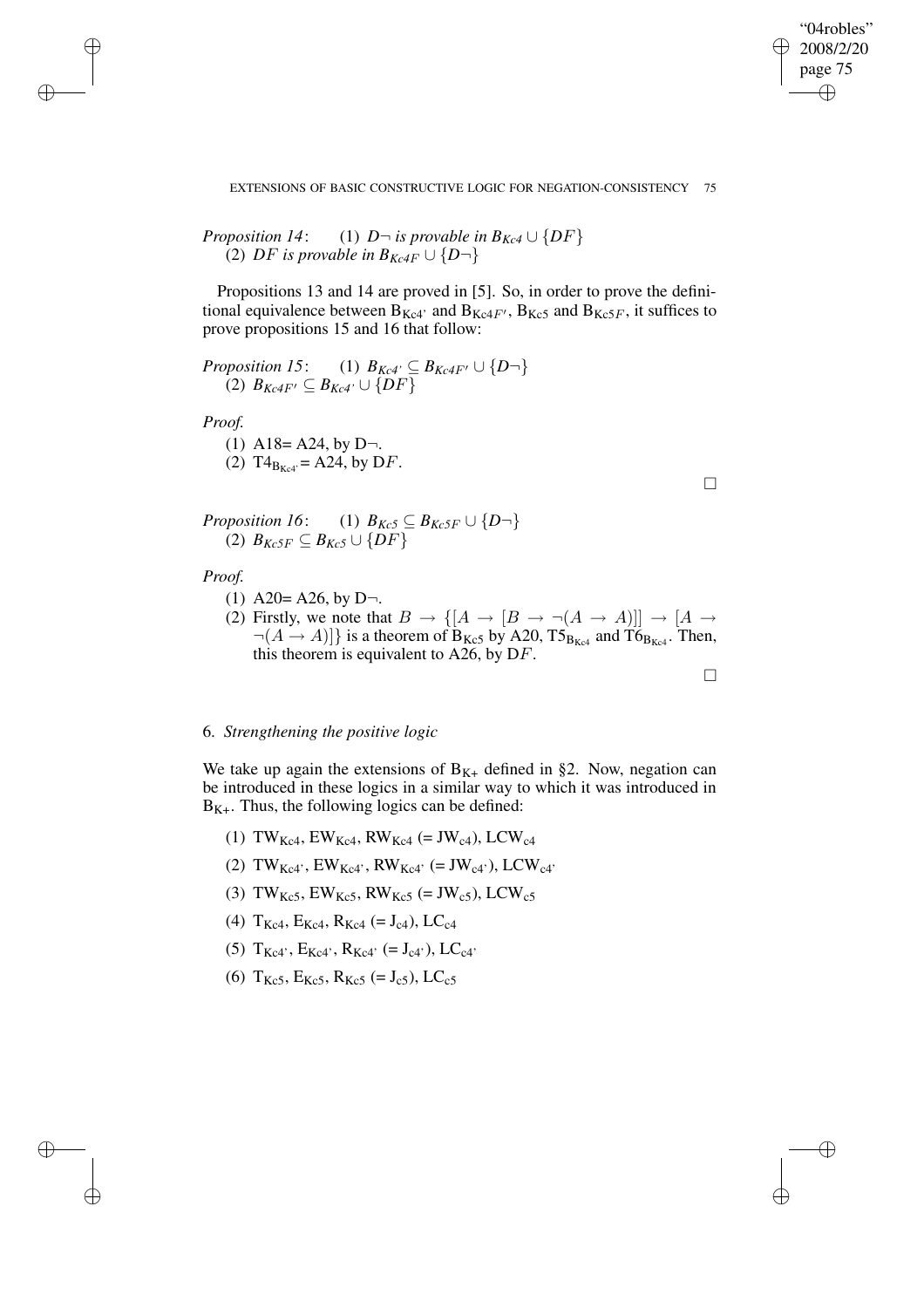*Proposition 14*: (1) $D\neg$ *is provable in* $B_{Kc4} \cup \{DF\}$
(2) $DF$ *is provable in* $B_{Kc4F} \cup \{D\neg\}$

Propositions 13 and 14 are proved in [5]. So, in order to prove the definitional equivalence between $B_{Kc4'}$ and $B_{Kc4F'}$, $B_{Kc5}$ and $B_{Kc5F}$, it suffices to prove propositions 15 and 16 that follow:

*Proposition 15*: (1) $B_{Kc4'} \subseteq B_{Kc4F'} \cup \{D\neg\}$
(2) $B_{Kc4F'} \subseteq B_{Kc4'} \cup \{DF\}$

*Proof.*

(1) A18= A24, by D¬.
(2) $T4_{B_{Kc4'}}$= A24, by $DF$.

□

*Proposition 16*: (1) $B_{Kc5} \subseteq B_{Kc5F} \cup \{D\neg\}$
(2) $B_{Kc5F} \subseteq B_{Kc5} \cup \{DF\}$

*Proof.*

(1) A20= A26, by D¬.
(2) Firstly, we note that $B \to \{[A \to [B \to \neg(A \to A)]] \to [A \to \neg(A \to A)]\}$ is a theorem of $B_{Kc5}$ by A20, $T5_{B_{Kc4}}$ and $T6_{B_{Kc4}}$. Then, this theorem is equivalent to A26, by $DF$.

□

## 6. *Strengthening the positive logic*

We take up again the extensions of $B_{K+}$ defined in §2. Now, negation can be introduced in these logics in a similar way to which it was introduced in $B_{K+}$. Thus, the following logics can be defined:

(1) $TW_{Kc4}$, $EW_{Kc4}$, $RW_{Kc4}$ (= $JW_{c4}$), $LCW_{c4}$
(2) $TW_{Kc4'}$, $EW_{Kc4'}$, $RW_{Kc4'}$ (= $JW_{c4'}$), $LCW_{c4'}$
(3) $TW_{Kc5}$, $EW_{Kc5}$, $RW_{Kc5}$ (= $JW_{c5}$), $LCW_{c5}$
(4) $T_{Kc4}$, $E_{Kc4}$, $R_{Kc4}$ (= $J_{c4}$), $LC_{c4}$
(5) $T_{Kc4'}$, $E_{Kc4'}$, $R_{Kc4'}$ (= $J_{c4'}$), $LC_{c4'}$
(6) $T_{Kc5}$, $E_{Kc5}$, $R_{Kc5}$ (= $J_{c5}$), $LC_{c5}$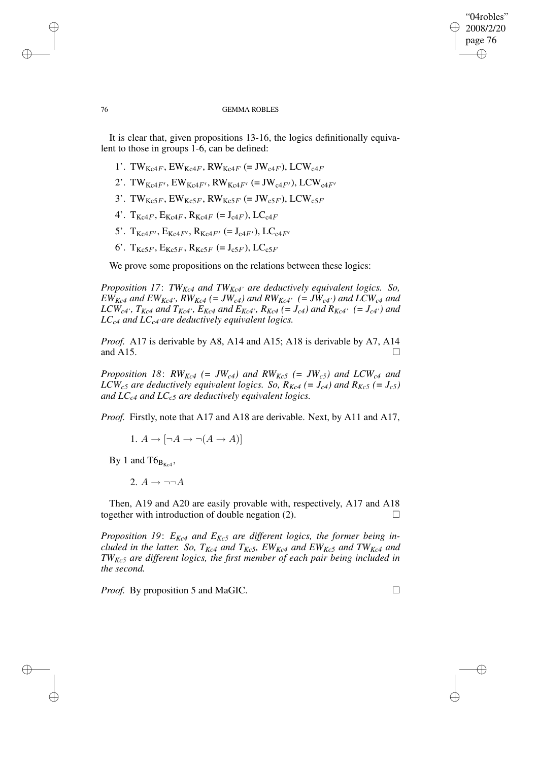It is clear that, given propositions 13-16, the logics definitionally equivalent to those in groups 1-6, can be defined:

1'. $\mathrm{TW}_{\mathrm{Kc}4F}$, $\mathrm{EW}_{\mathrm{Kc}4F}$, $\mathrm{RW}_{\mathrm{Kc}4F}$ (= $\mathrm{JW}_{\mathrm{c}4F}$), $\mathrm{LCW}_{\mathrm{c}4F}$

2'. $\mathrm{TW}_{\mathrm{Kc}4F'}$, $\mathrm{EW}_{\mathrm{Kc}4F'}$, $\mathrm{RW}_{\mathrm{Kc}4F'}$ (= $\mathrm{JW}_{\mathrm{c}4F'}$), $\mathrm{LCW}_{\mathrm{c}4F'}$

3'. $\mathrm{TW}_{\mathrm{Kc}5F}$, $\mathrm{EW}_{\mathrm{Kc}5F}$, $\mathrm{RW}_{\mathrm{Kc}5F}$ (= $\mathrm{JW}_{\mathrm{c}5F}$), $\mathrm{LCW}_{\mathrm{c}5F}$

4'. $\mathrm{T}_{\mathrm{Kc}4F}$, $\mathrm{E}_{\mathrm{Kc}4F}$, $\mathrm{R}_{\mathrm{Kc}4F}$ (= $\mathrm{J}_{\mathrm{c}4F}$), $\mathrm{LC}_{\mathrm{c}4F}$

5'. $\mathrm{T}_{\mathrm{Kc}4F'}$, $\mathrm{E}_{\mathrm{Kc}4F'}$, $\mathrm{R}_{\mathrm{Kc}4F'}$ (= $\mathrm{J}_{\mathrm{c}4F'}$), $\mathrm{LC}_{\mathrm{c}4F'}$

6'. $\mathrm{T}_{\mathrm{Kc}5F}$, $\mathrm{E}_{\mathrm{Kc}5F}$, $\mathrm{R}_{\mathrm{Kc}5F}$ (= $\mathrm{J}_{\mathrm{c}5F}$), $\mathrm{LC}_{\mathrm{c}5F}$

We prove some propositions on the relations between these logics:

*Proposition 17*: *$TW_{Kc4}$ and $TW_{Kc4'}$ are deductively equivalent logics. So, $EW_{Kc4}$ and $EW_{Kc4'}$, $RW_{Kc4}$ (= $JW_{c4}$) and $RW_{Kc4'}$ (= $JW_{c4'}$) and $LCW_{c4}$ and $LCW_{c4'}$, $T_{Kc4}$ and $T_{Kc4'}$, $E_{Kc4}$ and $E_{Kc4'}$, $R_{Kc4}$ (= $J_{c4}$) and $R_{Kc4'}$ (= $J_{c4'}$) and $LC_{c4}$ and $LC_{c4'}$are deductively equivalent logics.*

*Proof.* A17 is derivable by A8, A14 and A15; A18 is derivable by A7, A14 and A15. □

*Proposition 18*: *$RW_{Kc4}$ (= $JW_{c4}$) and $RW_{Kc5}$ (= $JW_{c5}$) and $LCW_{c4}$ and $LCW_{c5}$ are deductively equivalent logics. So, $R_{Kc4}$ (= $J_{c4}$) and $R_{Kc5}$ (= $J_{c5}$) and $LC_{c4}$ and $LC_{c5}$ are deductively equivalent logics.*

*Proof.* Firstly, note that A17 and A18 are derivable. Next, by A11 and A17,

1. $A \rightarrow [\neg A \rightarrow \neg(A \rightarrow A)]$

By 1 and $\mathrm{T6}_{\mathrm{B}_{\mathrm{Kc4}}}$,

2. $A \rightarrow \neg\neg A$

Then, A19 and A20 are easily provable with, respectively, A17 and A18 together with introduction of double negation (2). □

*Proposition 19*: *$E_{Kc4}$ and $E_{Kc5}$ are different logics, the former being included in the latter. So, $T_{Kc4}$ and $T_{Kc5}$, $EW_{Kc4}$ and $EW_{Kc5}$ and $TW_{Kc4}$ and $TW_{Kc5}$ are different logics, the first member of each pair being included in the second.*

*Proof.* By proposition 5 and MaGIC. □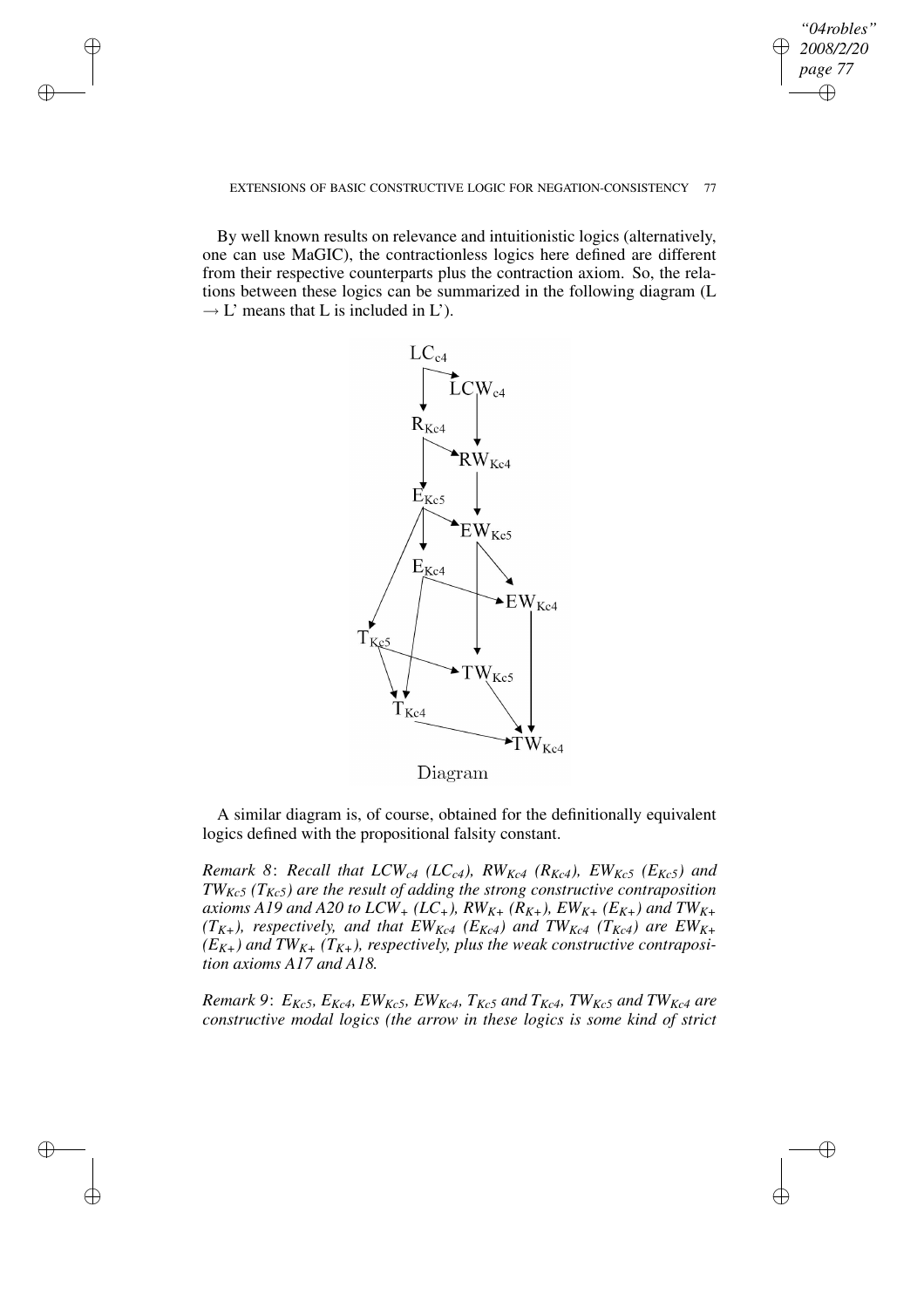By well known results on relevance and intuitionistic logics (alternatively, one can use MaGIC), the contractionless logics here defined are different from their respective counterparts plus the contraction axiom. So, the relations between these logics can be summarized in the following diagram (L $\rightarrow$ L' means that L is included in L').

Diagram

A similar diagram is, of course, obtained for the definitionally equivalent logics defined with the propositional falsity constant.

*Remark 8*: *Recall that $LCW_{c4}$ ($LC_{c4}$), $RW_{Kc4}$ ($R_{Kc4}$), $EW_{Kc5}$ ($E_{Kc5}$) and $TW_{Kc5}$ ($T_{Kc5}$) are the result of adding the strong constructive contraposition axioms A19 and A20 to $LCW_+$ ($LC_+$), $RW_{K+}$ ($R_{K+}$), $EW_{K+}$ ($E_{K+}$) and $TW_{K+}$ ($T_{K+}$), respectively, and that $EW_{Kc4}$ ($E_{Kc4}$) and $TW_{Kc4}$ ($T_{Kc4}$) are $EW_{K+}$ ($E_{K+}$) and $TW_{K+}$ ($T_{K+}$), respectively, plus the weak constructive contraposition axioms A17 and A18.*

*Remark 9*: *$E_{Kc5}$, $E_{Kc4}$, $EW_{Kc5}$, $EW_{Kc4}$, $T_{Kc5}$ and $T_{Kc4}$, $TW_{Kc5}$ and $TW_{Kc4}$ are constructive modal logics (the arrow in these logics is some kind of strict*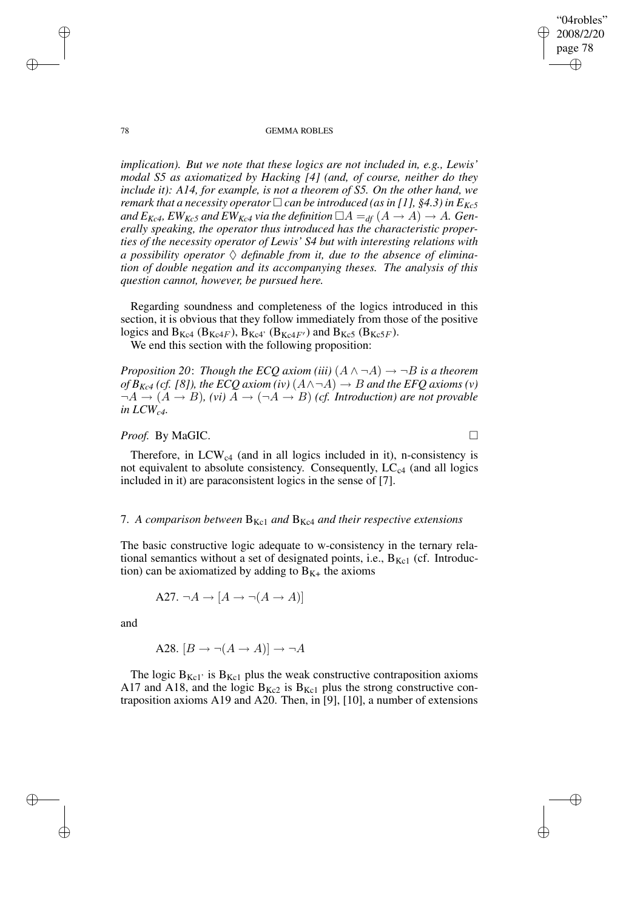*implication). But we note that these logics are not included in, e.g., Lewis' modal S5 as axiomatized by Hacking [4] (and, of course, neither do they include it): A14, for example, is not a theorem of S5. On the other hand, we remark that a necessity operator $\Box$ can be introduced (as in [1], §4.3) in $E_{Kc5}$ and $E_{Kc4}$, $EW_{Kc5}$ and $EW_{Kc4}$ via the definition $\Box A =_{df} (A \to A) \to A$. Generally speaking, the operator thus introduced has the characteristic properties of the necessity operator of Lewis' S4 but with interesting relations with a possibility operator $\Diamond$ definable from it, due to the absence of elimination of double negation and its accompanying theses. The analysis of this question cannot, however, be pursued here.*

Regarding soundness and completeness of the logics introduced in this section, it is obvious that they follow immediately from those of the positive logics and $B_{Kc4}$ ($B_{Kc4F}$), $B_{Kc4'}$ ($B_{Kc4F'}$) and $B_{Kc5}$ ($B_{Kc5F}$).

We end this section with the following proposition:

*Proposition 20*: *Though the ECQ axiom (iii) $(A \wedge \neg A) \to \neg B$ is a theorem of $B_{Kc4}$ (cf. [8]), the ECQ axiom (iv) $(A \wedge \neg A) \to B$ and the EFQ axioms (v) $\neg A \to (A \to B)$, (vi) $A \to (\neg A \to B)$ (cf. Introduction) are not provable in $LCW_{c4}$.*

*Proof.* By MaGIC. $\Box$

Therefore, in $LCW_{c4}$ (and in all logics included in it), n-consistency is not equivalent to absolute consistency. Consequently, $LC_{c4}$ (and all logics included in it) are paraconsistent logics in the sense of [7].

## 7. *A comparison between* $B_{Kc1}$ *and* $B_{Kc4}$ *and their respective extensions*

The basic constructive logic adequate to w-consistency in the ternary relational semantics without a set of designated points, i.e., $B_{Kc1}$ (cf. Introduction) can be axiomatized by adding to $B_{K+}$ the axioms

$$\text{A27. } \neg A \to [A \to \neg(A \to A)]$$

and

$$\text{A28. } [B \to \neg(A \to A)] \to \neg A$$

The logic $B_{Kc1'}$ is $B_{Kc1}$ plus the weak constructive contraposition axioms A17 and A18, and the logic $B_{Kc2}$ is $B_{Kc1}$ plus the strong constructive contraposition axioms A19 and A20. Then, in [9], [10], a number of extensions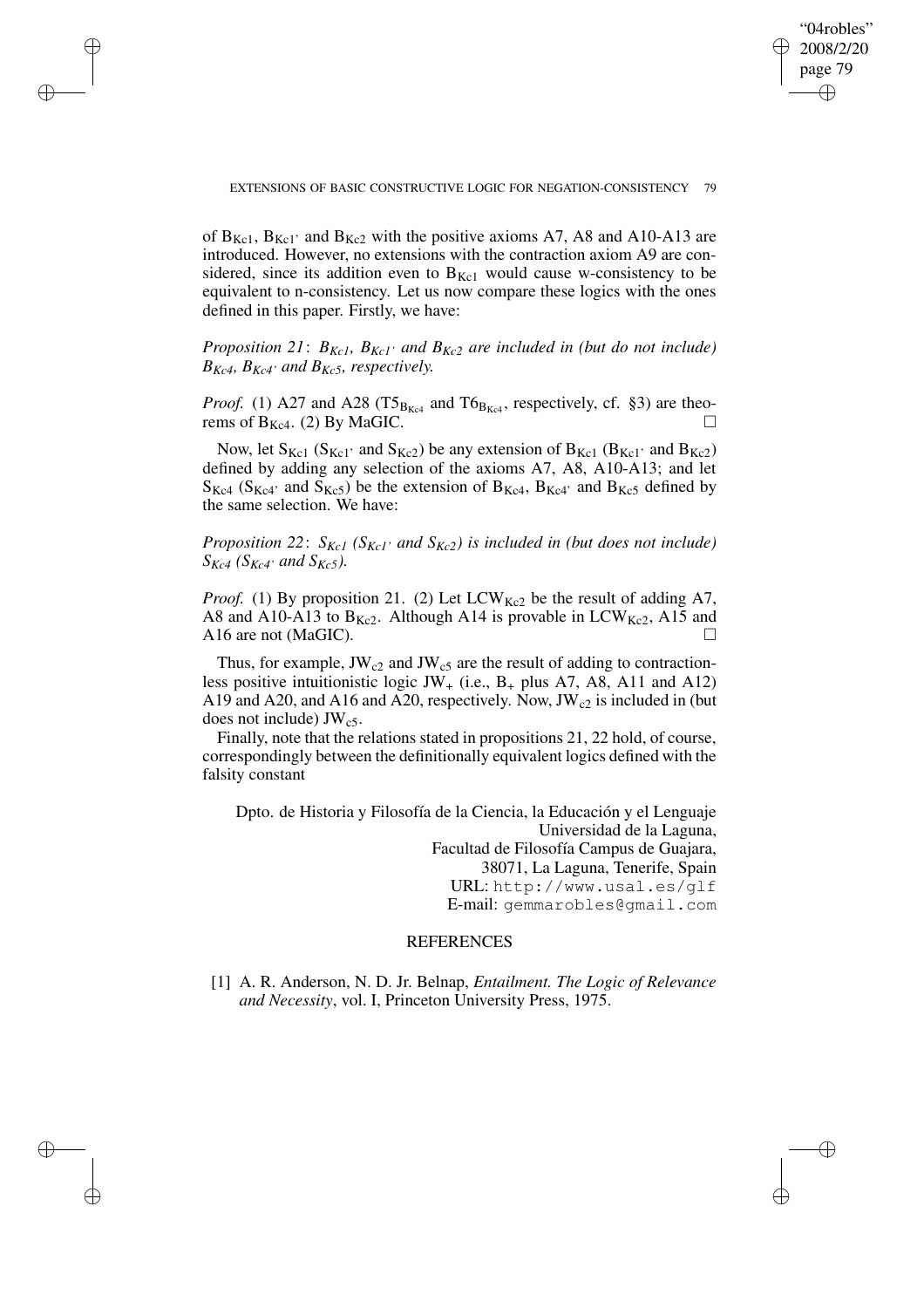of $B_{Kc1}$, $B_{Kc1'}$ and $B_{Kc2}$ with the positive axioms A7, A8 and A10-A13 are introduced. However, no extensions with the contraction axiom A9 are considered, since its addition even to $B_{Kc1}$ would cause w-consistency to be equivalent to n-consistency. Let us now compare these logics with the ones defined in this paper. Firstly, we have:

*Proposition 21*: *$B_{Kc1}$, $B_{Kc1'}$ and $B_{Kc2}$ are included in (but do not include) $B_{Kc4}$, $B_{Kc4'}$ and $B_{Kc5}$, respectively.*

*Proof.* (1) A27 and A28 ($T5_{B_{Kc4}}$ and $T6_{B_{Kc4}}$, respectively, cf. §3) are theorems of $B_{Kc4}$. (2) By MaGIC. □

Now, let $S_{Kc1}$ ($S_{Kc1'}$ and $S_{Kc2}$) be any extension of $B_{Kc1}$ ($B_{Kc1'}$ and $B_{Kc2}$) defined by adding any selection of the axioms A7, A8, A10-A13; and let $S_{Kc4}$ ($S_{Kc4'}$ and $S_{Kc5}$) be the extension of $B_{Kc4}$, $B_{Kc4'}$ and $B_{Kc5}$ defined by the same selection. We have:

*Proposition 22*: *$S_{Kc1}$ ($S_{Kc1'}$ and $S_{Kc2}$) is included in (but does not include) $S_{Kc4}$ ($S_{Kc4'}$ and $S_{Kc5}$).*

*Proof.* (1) By proposition 21. (2) Let $LCW_{Kc2}$ be the result of adding A7, A8 and A10-A13 to $B_{Kc2}$. Although A14 is provable in $LCW_{Kc2}$, A15 and A16 are not (MaGIC). □

Thus, for example, $JW_{c2}$ and $JW_{c5}$ are the result of adding to contractionless positive intuitionistic logic $JW_+$ (i.e., $B_+$ plus A7, A8, A11 and A12) A19 and A20, and A16 and A20, respectively. Now, $JW_{c2}$ is included in (but does not include) $JW_{c5}$.

Finally, note that the relations stated in propositions 21, 22 hold, of course, correspondingly between the definitionally equivalent logics defined with the falsity constant

Dpto. de Historia y Filosofía de la Ciencia, la Educación y el Lenguaje
Universidad de la Laguna,
Facultad de Filosofía Campus de Guajara,
38071, La Laguna, Tenerife, Spain
URL: http://www.usal.es/glf
E-mail: gemmarobles@gmail.com

## REFERENCES

[1] A. R. Anderson, N. D. Jr. Belnap, *Entailment. The Logic of Relevance and Necessity*, vol. I, Princeton University Press, 1975.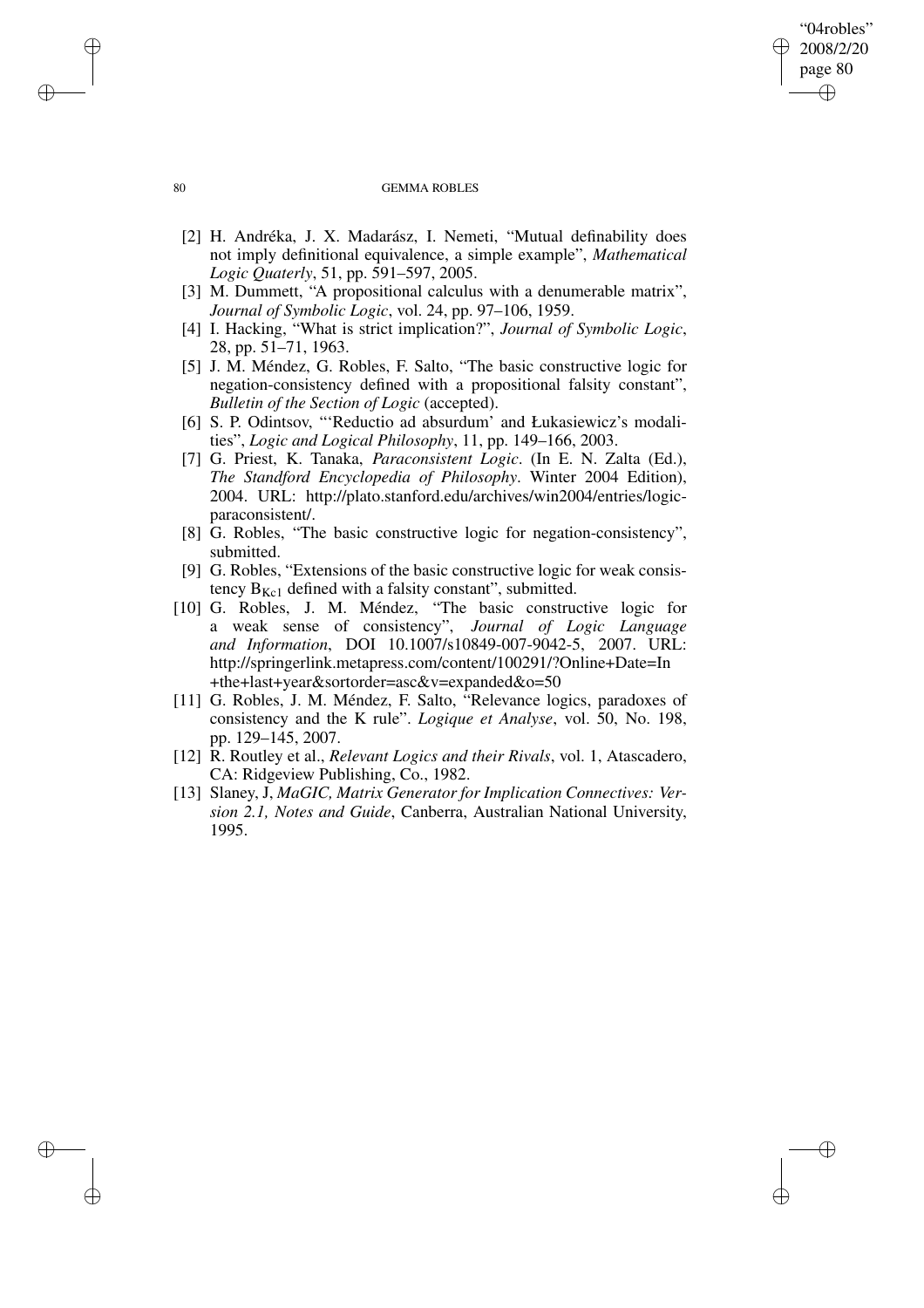[2] H. Andréka, J. X. Madarász, I. Nemeti, "Mutual definability does not imply definitional equivalence, a simple example", *Mathematical Logic Quaterly*, 51, pp. 591–597, 2005.

[3] M. Dummett, "A propositional calculus with a denumerable matrix", *Journal of Symbolic Logic*, vol. 24, pp. 97–106, 1959.

[4] I. Hacking, "What is strict implication?", *Journal of Symbolic Logic*, 28, pp. 51–71, 1963.

[5] J. M. Méndez, G. Robles, F. Salto, "The basic constructive logic for negation-consistency defined with a propositional falsity constant", *Bulletin of the Section of Logic* (accepted).

[6] S. P. Odintsov, "'Reductio ad absurdum' and Łukasiewicz's modalities", *Logic and Logical Philosophy*, 11, pp. 149–166, 2003.

[7] G. Priest, K. Tanaka, *Paraconsistent Logic*. (In E. N. Zalta (Ed.), *The Standford Encyclopedia of Philosophy*. Winter 2004 Edition), 2004. URL: http://plato.stanford.edu/archives/win2004/entries/logic-paraconsistent/.

[8] G. Robles, "The basic constructive logic for negation-consistency", submitted.

[9] G. Robles, "Extensions of the basic constructive logic for weak consistency $B_{Kc1}$ defined with a falsity constant", submitted.

[10] G. Robles, J. M. Méndez, "The basic constructive logic for a weak sense of consistency", *Journal of Logic Language and Information*, DOI 10.1007/s10849-007-9042-5, 2007. URL: http://springerlink.metapress.com/content/100291/?Online+Date=In+the+last+year&sortorder=asc&v=expanded&o=50

[11] G. Robles, J. M. Méndez, F. Salto, "Relevance logics, paradoxes of consistency and the K rule". *Logique et Analyse*, vol. 50, No. 198, pp. 129–145, 2007.

[12] R. Routley et al., *Relevant Logics and their Rivals*, vol. 1, Atascadero, CA: Ridgeview Publishing, Co., 1982.

[13] Slaney, J, *MaGIC, Matrix Generator for Implication Connectives: Version 2.1, Notes and Guide*, Canberra, Australian National University, 1995.